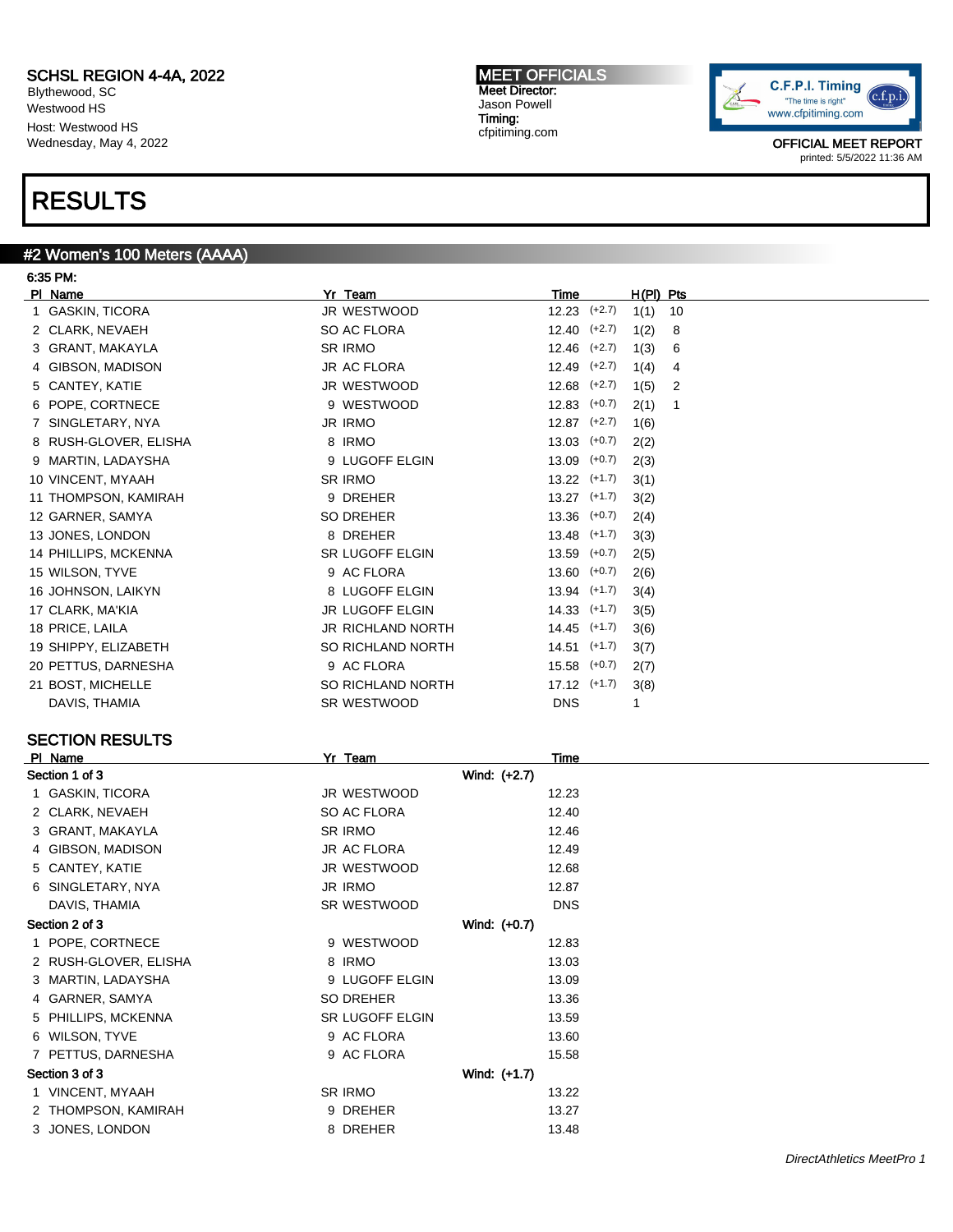SCHSL REGION 4-4A, 2022
Blythewood, SC
Westwood HS
Host: Westwood HS
Wednesday, May 4, 2022

MEET OFFICIALS
Meet Director:
Jason Powell
Timing:
cfpitiming.com

C.F.P.I. Timing
"The time is right"
www.cfpitiming.com

OFFICIAL MEET REPORT
printed: 5/5/2022 11:36 AM

# RESULTS

## #2 Women's 100 Meters (AAAA)

6:35 PM:

| Pl | Name | Yr | Team | Time | Wind | H(Pl) | Pts |
|---|---|---|---|---|---|---|---|
| 1 | GASKIN, TICORA | JR | WESTWOOD | 12.23 | (+2.7) | 1(1) | 10 |
| 2 | CLARK, NEVAEH | SO | AC FLORA | 12.40 | (+2.7) | 1(2) | 8 |
| 3 | GRANT, MAKAYLA | SR | IRMO | 12.46 | (+2.7) | 1(3) | 6 |
| 4 | GIBSON, MADISON | JR | AC FLORA | 12.49 | (+2.7) | 1(4) | 4 |
| 5 | CANTEY, KATIE | JR | WESTWOOD | 12.68 | (+2.7) | 1(5) | 2 |
| 6 | POPE, CORTNECE | 9 | WESTWOOD | 12.83 | (+0.7) | 2(1) | 1 |
| 7 | SINGLETARY, NYA | JR | IRMO | 12.87 | (+2.7) | 1(6) | |
| 8 | RUSH-GLOVER, ELISHA | 8 | IRMO | 13.03 | (+0.7) | 2(2) | |
| 9 | MARTIN, LADAYSHA | 9 | LUGOFF ELGIN | 13.09 | (+0.7) | 2(3) | |
| 10 | VINCENT, MYAAH | SR | IRMO | 13.22 | (+1.7) | 3(1) | |
| 11 | THOMPSON, KAMIRAH | 9 | DREHER | 13.27 | (+1.7) | 3(2) | |
| 12 | GARNER, SAMYA | SO | DREHER | 13.36 | (+0.7) | 2(4) | |
| 13 | JONES, LONDON | 8 | DREHER | 13.48 | (+1.7) | 3(3) | |
| 14 | PHILLIPS, MCKENNA | SR | LUGOFF ELGIN | 13.59 | (+0.7) | 2(5) | |
| 15 | WILSON, TYVE | 9 | AC FLORA | 13.60 | (+0.7) | 2(6) | |
| 16 | JOHNSON, LAIKYN | 8 | LUGOFF ELGIN | 13.94 | (+1.7) | 3(4) | |
| 17 | CLARK, MA'KIA | JR | LUGOFF ELGIN | 14.33 | (+1.7) | 3(5) | |
| 18 | PRICE, LAILA | JR | RICHLAND NORTH | 14.45 | (+1.7) | 3(6) | |
| 19 | SHIPPY, ELIZABETH | SO | RICHLAND NORTH | 14.51 | (+1.7) | 3(7) | |
| 20 | PETTUS, DARNESHA | 9 | AC FLORA | 15.58 | (+0.7) | 2(7) | |
| 21 | BOST, MICHELLE | SO | RICHLAND NORTH | 17.12 | (+1.7) | 3(8) | |
| | DAVIS, THAMIA | SR | WESTWOOD | DNS | | 1 | |

### SECTION RESULTS

| Pl | Name | Yr | Team | Time |
|---|---|---|---|---|
| **Section 1 of 3** | | | Wind: (+2.7) | |
| 1 | GASKIN, TICORA | JR | WESTWOOD | 12.23 |
| 2 | CLARK, NEVAEH | SO | AC FLORA | 12.40 |
| 3 | GRANT, MAKAYLA | SR | IRMO | 12.46 |
| 4 | GIBSON, MADISON | JR | AC FLORA | 12.49 |
| 5 | CANTEY, KATIE | JR | WESTWOOD | 12.68 |
| 6 | SINGLETARY, NYA | JR | IRMO | 12.87 |
| | DAVIS, THAMIA | SR | WESTWOOD | DNS |
| **Section 2 of 3** | | | Wind: (+0.7) | |
| 1 | POPE, CORTNECE | 9 | WESTWOOD | 12.83 |
| 2 | RUSH-GLOVER, ELISHA | 8 | IRMO | 13.03 |
| 3 | MARTIN, LADAYSHA | 9 | LUGOFF ELGIN | 13.09 |
| 4 | GARNER, SAMYA | SO | DREHER | 13.36 |
| 5 | PHILLIPS, MCKENNA | SR | LUGOFF ELGIN | 13.59 |
| 6 | WILSON, TYVE | 9 | AC FLORA | 13.60 |
| 7 | PETTUS, DARNESHA | 9 | AC FLORA | 15.58 |
| **Section 3 of 3** | | | Wind: (+1.7) | |
| 1 | VINCENT, MYAAH | SR | IRMO | 13.22 |
| 2 | THOMPSON, KAMIRAH | 9 | DREHER | 13.27 |
| 3 | JONES, LONDON | 8 | DREHER | 13.48 |

*DirectAthletics MeetPro 1*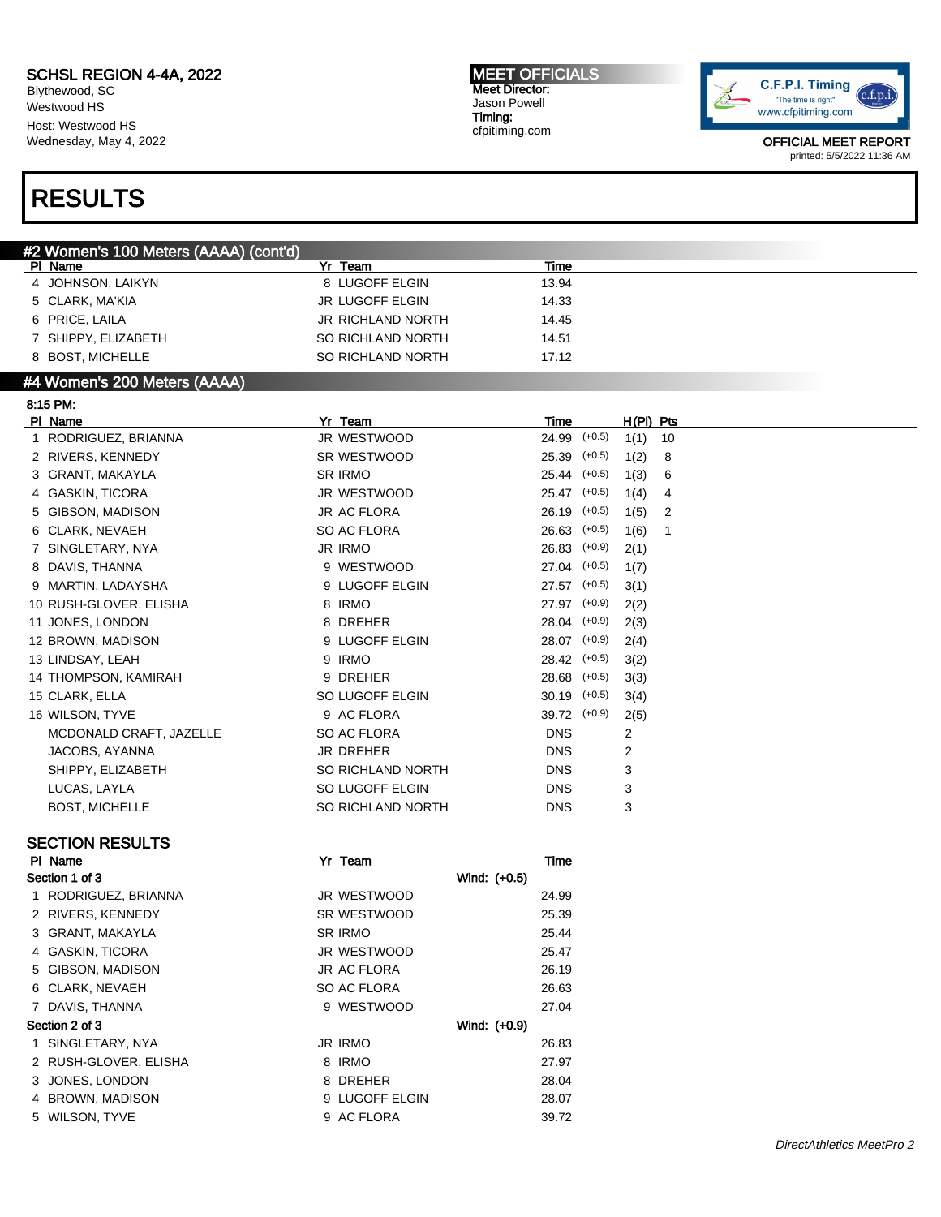SCHSL REGION 4-4A, 2022
Blythewood, SC
Westwood HS
Host: Westwood HS
Wednesday, May 4, 2022

MEET OFFICIALS
Meet Director:
Jason Powell
Timing:
cfpitiming.com

OFFICIAL MEET REPORT
printed: 5/5/2022 11:36 AM

# RESULTS

## #2 Women's 100 Meters (AAAA) (cont'd)

| Pl | Name | Yr | Team | Time |
|---|---|---|---|---|
| 4 | JOHNSON, LAIKYN | 8 | LUGOFF ELGIN | 13.94 |
| 5 | CLARK, MA'KIA | JR | LUGOFF ELGIN | 14.33 |
| 6 | PRICE, LAILA | JR | RICHLAND NORTH | 14.45 |
| 7 | SHIPPY, ELIZABETH | SO | RICHLAND NORTH | 14.51 |
| 8 | BOST, MICHELLE | SO | RICHLAND NORTH | 17.12 |

## #4 Women's 200 Meters (AAAA)

8:15 PM:

| Pl | Name | Yr | Team | Time | Wind | H(Pl) | Pts |
|---|---|---|---|---|---|---|---|
| 1 | RODRIGUEZ, BRIANNA | JR | WESTWOOD | 24.99 | (+0.5) | 1(1) | 10 |
| 2 | RIVERS, KENNEDY | SR | WESTWOOD | 25.39 | (+0.5) | 1(2) | 8 |
| 3 | GRANT, MAKAYLA | SR | IRMO | 25.44 | (+0.5) | 1(3) | 6 |
| 4 | GASKIN, TICORA | JR | WESTWOOD | 25.47 | (+0.5) | 1(4) | 4 |
| 5 | GIBSON, MADISON | JR | AC FLORA | 26.19 | (+0.5) | 1(5) | 2 |
| 6 | CLARK, NEVAEH | SO | AC FLORA | 26.63 | (+0.5) | 1(6) | 1 |
| 7 | SINGLETARY, NYA | JR | IRMO | 26.83 | (+0.9) | 2(1) | |
| 8 | DAVIS, THANNA | 9 | WESTWOOD | 27.04 | (+0.5) | 1(7) | |
| 9 | MARTIN, LADAYSHA | 9 | LUGOFF ELGIN | 27.57 | (+0.5) | 3(1) | |
| 10 | RUSH-GLOVER, ELISHA | 8 | IRMO | 27.97 | (+0.9) | 2(2) | |
| 11 | JONES, LONDON | 8 | DREHER | 28.04 | (+0.9) | 2(3) | |
| 12 | BROWN, MADISON | 9 | LUGOFF ELGIN | 28.07 | (+0.9) | 2(4) | |
| 13 | LINDSAY, LEAH | 9 | IRMO | 28.42 | (+0.5) | 3(2) | |
| 14 | THOMPSON, KAMIRAH | 9 | DREHER | 28.68 | (+0.5) | 3(3) | |
| 15 | CLARK, ELLA | SO | LUGOFF ELGIN | 30.19 | (+0.5) | 3(4) | |
| 16 | WILSON, TYVE | 9 | AC FLORA | 39.72 | (+0.9) | 2(5) | |
| | MCDONALD CRAFT, JAZELLE | SO | AC FLORA | DNS | | 2 | |
| | JACOBS, AYANNA | JR | DREHER | DNS | | 2 | |
| | SHIPPY, ELIZABETH | SO | RICHLAND NORTH | DNS | | 3 | |
| | LUCAS, LAYLA | SO | LUGOFF ELGIN | DNS | | 3 | |
| | BOST, MICHELLE | SO | RICHLAND NORTH | DNS | | 3 | |

### SECTION RESULTS

| Pl | Name | Yr | Team | Time |
|---|---|---|---|---|
| **Section 1 of 3** | | | Wind: (+0.5) | |
| 1 | RODRIGUEZ, BRIANNA | JR | WESTWOOD | 24.99 |
| 2 | RIVERS, KENNEDY | SR | WESTWOOD | 25.39 |
| 3 | GRANT, MAKAYLA | SR | IRMO | 25.44 |
| 4 | GASKIN, TICORA | JR | WESTWOOD | 25.47 |
| 5 | GIBSON, MADISON | JR | AC FLORA | 26.19 |
| 6 | CLARK, NEVAEH | SO | AC FLORA | 26.63 |
| 7 | DAVIS, THANNA | 9 | WESTWOOD | 27.04 |
| **Section 2 of 3** | | | Wind: (+0.9) | |
| 1 | SINGLETARY, NYA | JR | IRMO | 26.83 |
| 2 | RUSH-GLOVER, ELISHA | 8 | IRMO | 27.97 |
| 3 | JONES, LONDON | 8 | DREHER | 28.04 |
| 4 | BROWN, MADISON | 9 | LUGOFF ELGIN | 28.07 |
| 5 | WILSON, TYVE | 9 | AC FLORA | 39.72 |

*DirectAthletics MeetPro 2*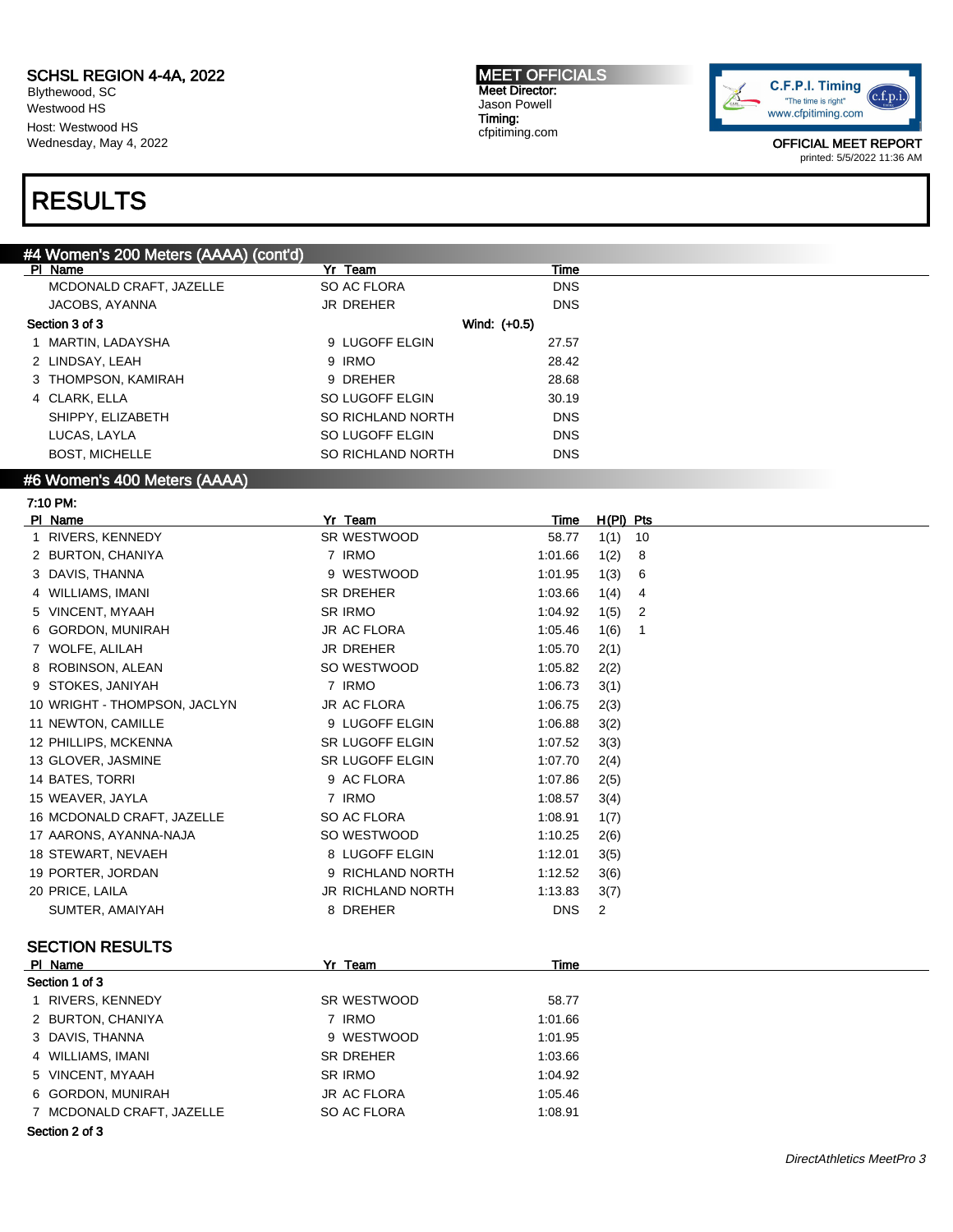SCHSL REGION 4-4A, 2022
Blythewood, SC
Westwood HS
Host: Westwood HS
Wednesday, May 4, 2022

MEET OFFICIALS
Meet Director:
Jason Powell
Timing:
cfpitiming.com

C.F.P.I. Timing "The time is right" www.cfpitiming.com

OFFICIAL MEET REPORT
printed: 5/5/2022 11:36 AM

# RESULTS

## #4 Women's 200 Meters (AAAA) (cont'd)

| Pl | Name | Yr | Team | Time |
|---|---|---|---|---|
| | MCDONALD CRAFT, JAZELLE | SO | AC FLORA | DNS |
| | JACOBS, AYANNA | JR | DREHER | DNS |
| **Section 3 of 3** | | | **Wind: (+0.5)** | |
| 1 | MARTIN, LADAYSHA | 9 | LUGOFF ELGIN | 27.57 |
| 2 | LINDSAY, LEAH | 9 | IRMO | 28.42 |
| 3 | THOMPSON, KAMIRAH | 9 | DREHER | 28.68 |
| 4 | CLARK, ELLA | SO | LUGOFF ELGIN | 30.19 |
| | SHIPPY, ELIZABETH | SO | RICHLAND NORTH | DNS |
| | LUCAS, LAYLA | SO | LUGOFF ELGIN | DNS |
| | BOST, MICHELLE | SO | RICHLAND NORTH | DNS |

## #6 Women's 400 Meters (AAAA)

7:10 PM:

| Pl | Name | Yr | Team | Time | H(Pl) | Pts |
|---|---|---|---|---|---|---|
| 1 | RIVERS, KENNEDY | SR | WESTWOOD | 58.77 | 1(1) | 10 |
| 2 | BURTON, CHANIYA | 7 | IRMO | 1:01.66 | 1(2) | 8 |
| 3 | DAVIS, THANNA | 9 | WESTWOOD | 1:01.95 | 1(3) | 6 |
| 4 | WILLIAMS, IMANI | SR | DREHER | 1:03.66 | 1(4) | 4 |
| 5 | VINCENT, MYAAH | SR | IRMO | 1:04.92 | 1(5) | 2 |
| 6 | GORDON, MUNIRAH | JR | AC FLORA | 1:05.46 | 1(6) | 1 |
| 7 | WOLFE, ALILAH | JR | DREHER | 1:05.70 | 2(1) | |
| 8 | ROBINSON, ALEAN | SO | WESTWOOD | 1:05.82 | 2(2) | |
| 9 | STOKES, JANIYAH | 7 | IRMO | 1:06.73 | 3(1) | |
| 10 | WRIGHT - THOMPSON, JACLYN | JR | AC FLORA | 1:06.75 | 2(3) | |
| 11 | NEWTON, CAMILLE | 9 | LUGOFF ELGIN | 1:06.88 | 3(2) | |
| 12 | PHILLIPS, MCKENNA | SR | LUGOFF ELGIN | 1:07.52 | 3(3) | |
| 13 | GLOVER, JASMINE | SR | LUGOFF ELGIN | 1:07.70 | 2(4) | |
| 14 | BATES, TORRI | 9 | AC FLORA | 1:07.86 | 2(5) | |
| 15 | WEAVER, JAYLA | 7 | IRMO | 1:08.57 | 3(4) | |
| 16 | MCDONALD CRAFT, JAZELLE | SO | AC FLORA | 1:08.91 | 1(7) | |
| 17 | AARONS, AYANNA-NAJA | SO | WESTWOOD | 1:10.25 | 2(6) | |
| 18 | STEWART, NEVAEH | 8 | LUGOFF ELGIN | 1:12.01 | 3(5) | |
| 19 | PORTER, JORDAN | 9 | RICHLAND NORTH | 1:12.52 | 3(6) | |
| 20 | PRICE, LAILA | JR | RICHLAND NORTH | 1:13.83 | 3(7) | |
| | SUMTER, AMAIYAH | 8 | DREHER | DNS | 2 | |

### SECTION RESULTS

| Pl | Name | Yr | Team | Time |
|---|---|---|---|---|
| **Section 1 of 3** | | | | |
| 1 | RIVERS, KENNEDY | SR | WESTWOOD | 58.77 |
| 2 | BURTON, CHANIYA | 7 | IRMO | 1:01.66 |
| 3 | DAVIS, THANNA | 9 | WESTWOOD | 1:01.95 |
| 4 | WILLIAMS, IMANI | SR | DREHER | 1:03.66 |
| 5 | VINCENT, MYAAH | SR | IRMO | 1:04.92 |
| 6 | GORDON, MUNIRAH | JR | AC FLORA | 1:05.46 |
| 7 | MCDONALD CRAFT, JAZELLE | SO | AC FLORA | 1:08.91 |
| **Section 2 of 3** | | | | |

*DirectAthletics MeetPro 3*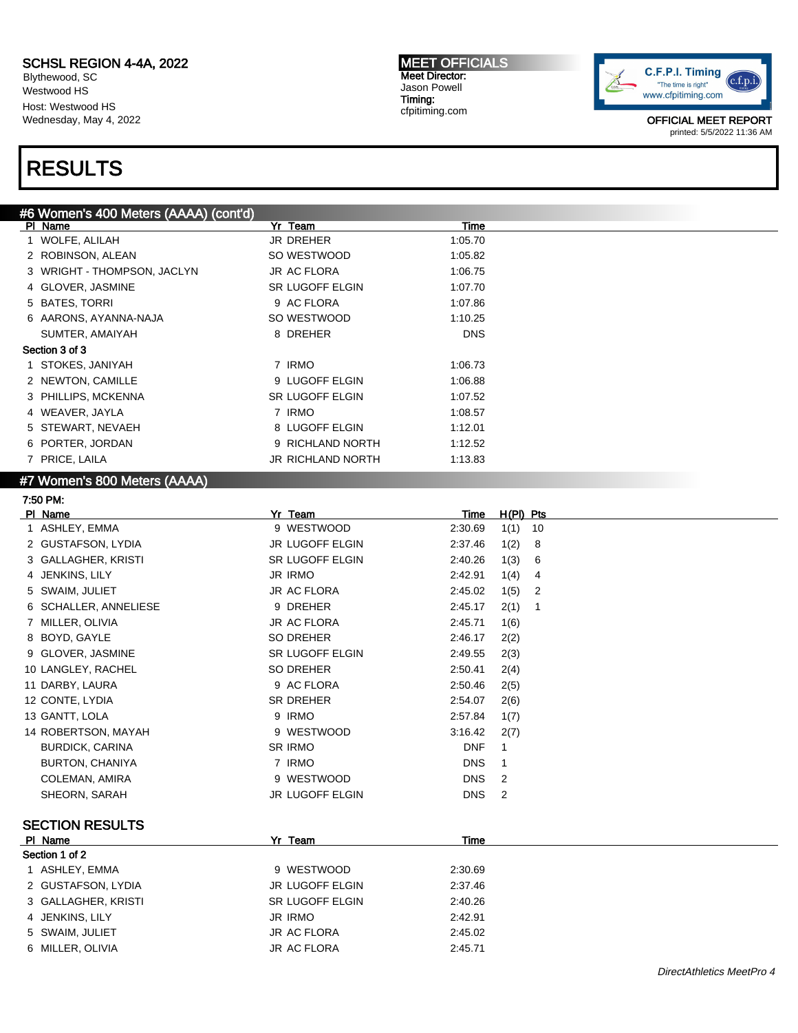SCHSL REGION 4-4A, 2022
Blythewood, SC
Westwood HS
Host: Westwood HS
Wednesday, May 4, 2022

MEET OFFICIALS
Meet Director:
Jason Powell
Timing:
cfpitiming.com

OFFICIAL MEET REPORT
printed: 5/5/2022 11:36 AM

# RESULTS

## #6 Women's 400 Meters (AAAA) (cont'd)

| Pl | Name | Yr | Team | Time |
|---|---|---|---|---|
| 1 | WOLFE, ALILAH | JR | DREHER | 1:05.70 |
| 2 | ROBINSON, ALEAN | SO | WESTWOOD | 1:05.82 |
| 3 | WRIGHT - THOMPSON, JACLYN | JR | AC FLORA | 1:06.75 |
| 4 | GLOVER, JASMINE | SR | LUGOFF ELGIN | 1:07.70 |
| 5 | BATES, TORRI | 9 | AC FLORA | 1:07.86 |
| 6 | AARONS, AYANNA-NAJA | SO | WESTWOOD | 1:10.25 |
| | SUMTER, AMAIYAH | 8 | DREHER | DNS |
| **Section 3 of 3** | | | | |
| 1 | STOKES, JANIYAH | 7 | IRMO | 1:06.73 |
| 2 | NEWTON, CAMILLE | 9 | LUGOFF ELGIN | 1:06.88 |
| 3 | PHILLIPS, MCKENNA | SR | LUGOFF ELGIN | 1:07.52 |
| 4 | WEAVER, JAYLA | 7 | IRMO | 1:08.57 |
| 5 | STEWART, NEVAEH | 8 | LUGOFF ELGIN | 1:12.01 |
| 6 | PORTER, JORDAN | 9 | RICHLAND NORTH | 1:12.52 |
| 7 | PRICE, LAILA | JR | RICHLAND NORTH | 1:13.83 |

## #7 Women's 800 Meters (AAAA)

7:50 PM:

| Pl | Name | Yr | Team | Time | H(Pl) | Pts |
|---|---|---|---|---|---|---|
| 1 | ASHLEY, EMMA | 9 | WESTWOOD | 2:30.69 | 1(1) | 10 |
| 2 | GUSTAFSON, LYDIA | JR | LUGOFF ELGIN | 2:37.46 | 1(2) | 8 |
| 3 | GALLAGHER, KRISTI | SR | LUGOFF ELGIN | 2:40.26 | 1(3) | 6 |
| 4 | JENKINS, LILY | JR | IRMO | 2:42.91 | 1(4) | 4 |
| 5 | SWAIM, JULIET | JR | AC FLORA | 2:45.02 | 1(5) | 2 |
| 6 | SCHALLER, ANNELIESE | 9 | DREHER | 2:45.17 | 2(1) | 1 |
| 7 | MILLER, OLIVIA | JR | AC FLORA | 2:45.71 | 1(6) | |
| 8 | BOYD, GAYLE | SO | DREHER | 2:46.17 | 2(2) | |
| 9 | GLOVER, JASMINE | SR | LUGOFF ELGIN | 2:49.55 | 2(3) | |
| 10 | LANGLEY, RACHEL | SO | DREHER | 2:50.41 | 2(4) | |
| 11 | DARBY, LAURA | 9 | AC FLORA | 2:50.46 | 2(5) | |
| 12 | CONTE, LYDIA | SR | DREHER | 2:54.07 | 2(6) | |
| 13 | GANTT, LOLA | 9 | IRMO | 2:57.84 | 1(7) | |
| 14 | ROBERTSON, MAYAH | 9 | WESTWOOD | 3:16.42 | 2(7) | |
| | BURDICK, CARINA | SR | IRMO | DNF | 1 | |
| | BURTON, CHANIYA | 7 | IRMO | DNS | 1 | |
| | COLEMAN, AMIRA | 9 | WESTWOOD | DNS | 2 | |
| | SHEORN, SARAH | JR | LUGOFF ELGIN | DNS | 2 | |

### SECTION RESULTS

| Pl | Name | Yr | Team | Time |
|---|---|---|---|---|
| **Section 1 of 2** | | | | |
| 1 | ASHLEY, EMMA | 9 | WESTWOOD | 2:30.69 |
| 2 | GUSTAFSON, LYDIA | JR | LUGOFF ELGIN | 2:37.46 |
| 3 | GALLAGHER, KRISTI | SR | LUGOFF ELGIN | 2:40.26 |
| 4 | JENKINS, LILY | JR | IRMO | 2:42.91 |
| 5 | SWAIM, JULIET | JR | AC FLORA | 2:45.02 |
| 6 | MILLER, OLIVIA | JR | AC FLORA | 2:45.71 |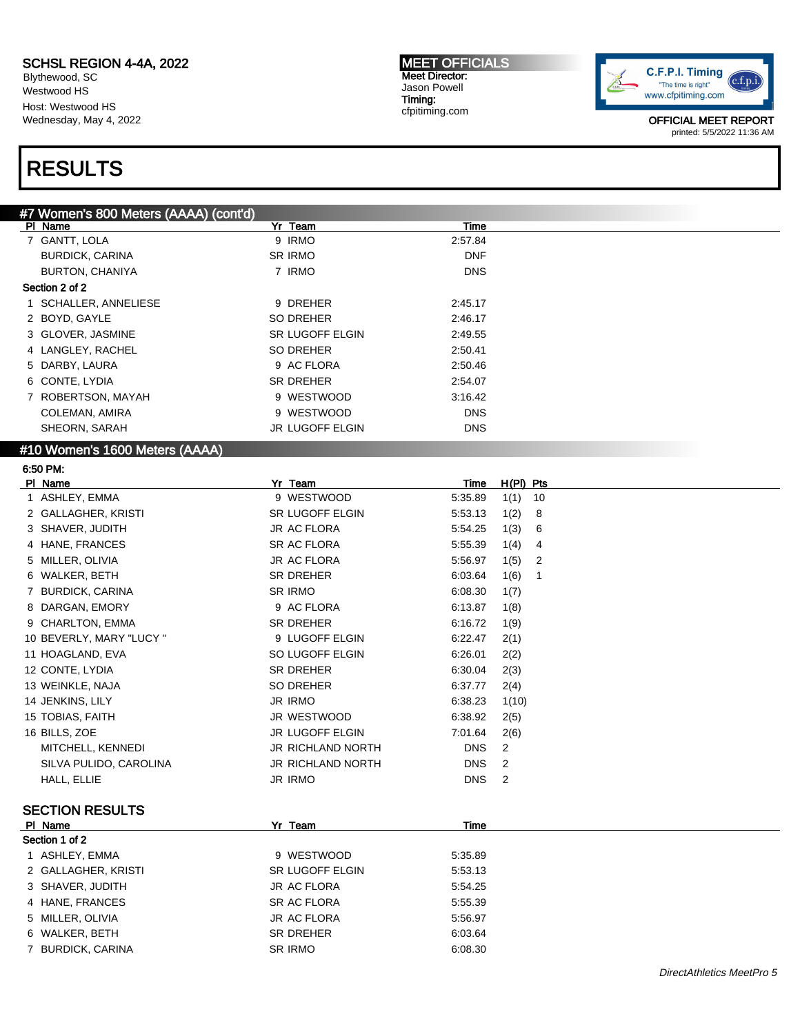SCHSL REGION 4-4A, 2022
Blythewood, SC
Westwood HS
Host: Westwood HS
Wednesday, May 4, 2022

MEET OFFICIALS
Meet Director:
Jason Powell
Timing:
cfpitiming.com

OFFICIAL MEET REPORT
printed: 5/5/2022 11:36 AM

# RESULTS

## #7 Women's 800 Meters (AAAA) (cont'd)

| Pl | Name | Yr | Team | Time |
|---|---|---|---|---|
| 7 | GANTT, LOLA | 9 | IRMO | 2:57.84 |
| | BURDICK, CARINA | SR | IRMO | DNF |
| | BURTON, CHANIYA | 7 | IRMO | DNS |
| **Section 2 of 2** | | | | |
| 1 | SCHALLER, ANNELIESE | 9 | DREHER | 2:45.17 |
| 2 | BOYD, GAYLE | SO | DREHER | 2:46.17 |
| 3 | GLOVER, JASMINE | SR | LUGOFF ELGIN | 2:49.55 |
| 4 | LANGLEY, RACHEL | SO | DREHER | 2:50.41 |
| 5 | DARBY, LAURA | 9 | AC FLORA | 2:50.46 |
| 6 | CONTE, LYDIA | SR | DREHER | 2:54.07 |
| 7 | ROBERTSON, MAYAH | 9 | WESTWOOD | 3:16.42 |
| | COLEMAN, AMIRA | 9 | WESTWOOD | DNS |
| | SHEORN, SARAH | JR | LUGOFF ELGIN | DNS |

## #10 Women's 1600 Meters (AAAA)

6:50 PM:

| Pl | Name | Yr | Team | Time | H(Pl) | Pts |
|---|---|---|---|---|---|---|
| 1 | ASHLEY, EMMA | 9 | WESTWOOD | 5:35.89 | 1(1) | 10 |
| 2 | GALLAGHER, KRISTI | SR | LUGOFF ELGIN | 5:53.13 | 1(2) | 8 |
| 3 | SHAVER, JUDITH | JR | AC FLORA | 5:54.25 | 1(3) | 6 |
| 4 | HANE, FRANCES | SR | AC FLORA | 5:55.39 | 1(4) | 4 |
| 5 | MILLER, OLIVIA | JR | AC FLORA | 5:56.97 | 1(5) | 2 |
| 6 | WALKER, BETH | SR | DREHER | 6:03.64 | 1(6) | 1 |
| 7 | BURDICK, CARINA | SR | IRMO | 6:08.30 | 1(7) | |
| 8 | DARGAN, EMORY | 9 | AC FLORA | 6:13.87 | 1(8) | |
| 9 | CHARLTON, EMMA | SR | DREHER | 6:16.72 | 1(9) | |
| 10 | BEVERLY, MARY "LUCY " | 9 | LUGOFF ELGIN | 6:22.47 | 2(1) | |
| 11 | HOAGLAND, EVA | SO | LUGOFF ELGIN | 6:26.01 | 2(2) | |
| 12 | CONTE, LYDIA | SR | DREHER | 6:30.04 | 2(3) | |
| 13 | WEINKLE, NAJA | SO | DREHER | 6:37.77 | 2(4) | |
| 14 | JENKINS, LILY | JR | IRMO | 6:38.23 | 1(10) | |
| 15 | TOBIAS, FAITH | JR | WESTWOOD | 6:38.92 | 2(5) | |
| 16 | BILLS, ZOE | JR | LUGOFF ELGIN | 7:01.64 | 2(6) | |
| | MITCHELL, KENNEDI | JR | RICHLAND NORTH | DNS | 2 | |
| | SILVA PULIDO, CAROLINA | JR | RICHLAND NORTH | DNS | 2 | |
| | HALL, ELLIE | JR | IRMO | DNS | 2 | |

### SECTION RESULTS

| Pl | Name | Yr | Team | Time |
|---|---|---|---|---|
| **Section 1 of 2** | | | | |
| 1 | ASHLEY, EMMA | 9 | WESTWOOD | 5:35.89 |
| 2 | GALLAGHER, KRISTI | SR | LUGOFF ELGIN | 5:53.13 |
| 3 | SHAVER, JUDITH | JR | AC FLORA | 5:54.25 |
| 4 | HANE, FRANCES | SR | AC FLORA | 5:55.39 |
| 5 | MILLER, OLIVIA | JR | AC FLORA | 5:56.97 |
| 6 | WALKER, BETH | SR | DREHER | 6:03.64 |
| 7 | BURDICK, CARINA | SR | IRMO | 6:08.30 |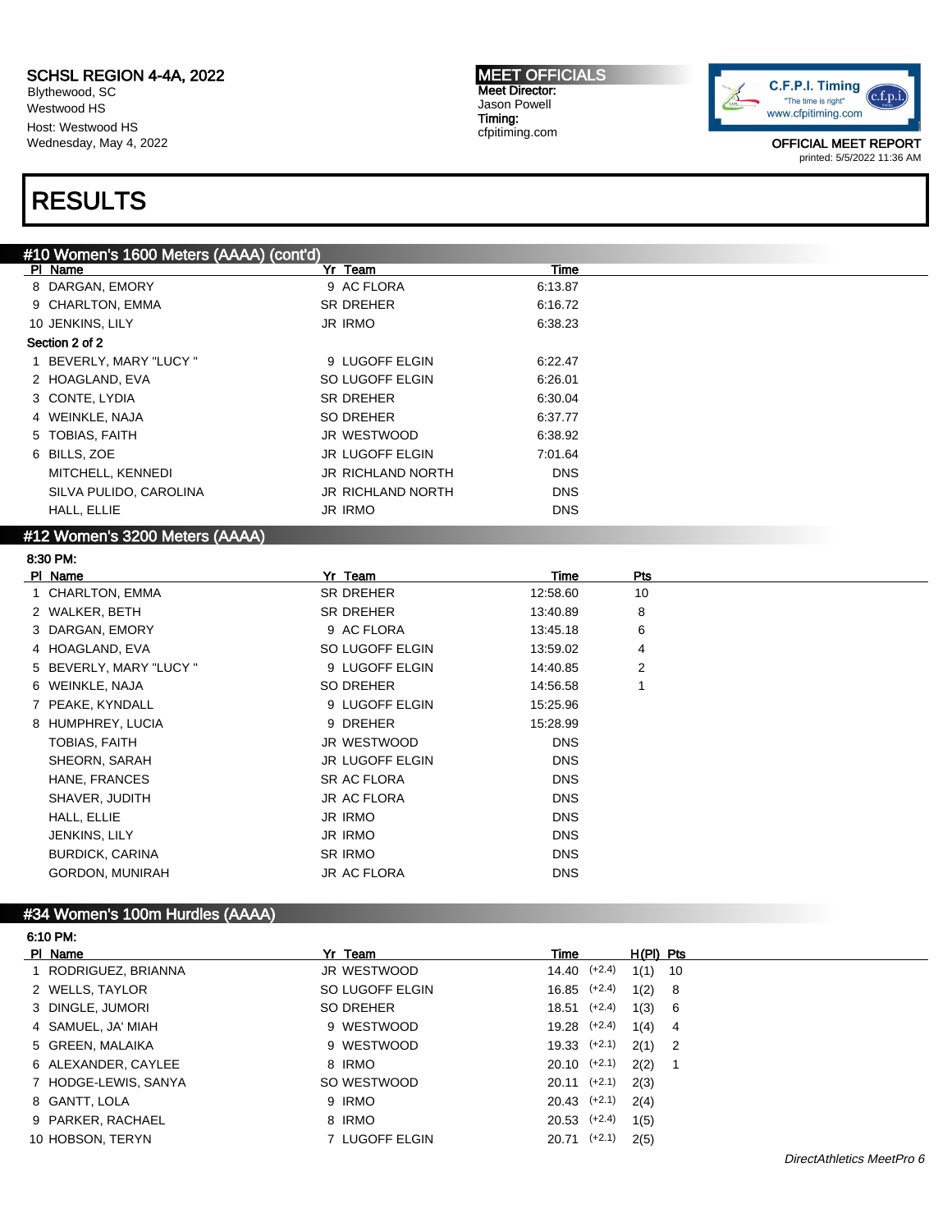SCHSL REGION 4-4A, 2022
Blythewood, SC
Westwood HS
Host: Westwood HS
Wednesday, May 4, 2022

MEET OFFICIALS
Meet Director:
Jason Powell
Timing:
cfpitiming.com

OFFICIAL MEET REPORT
printed: 5/5/2022 11:36 AM

# RESULTS

## #10 Women's 1600 Meters (AAAA) (cont'd)

| Pl | Name | Yr | Team | Time |
|---|---|---|---|---|
| 8 | DARGAN, EMORY | 9 | AC FLORA | 6:13.87 |
| 9 | CHARLTON, EMMA | SR | DREHER | 6:16.72 |
| 10 | JENKINS, LILY | JR | IRMO | 6:38.23 |

**Section 2 of 2**

| Pl | Name | Yr | Team | Time |
|---|---|---|---|---|
| 1 | BEVERLY, MARY "LUCY " | 9 | LUGOFF ELGIN | 6:22.47 |
| 2 | HOAGLAND, EVA | SO | LUGOFF ELGIN | 6:26.01 |
| 3 | CONTE, LYDIA | SR | DREHER | 6:30.04 |
| 4 | WEINKLE, NAJA | SO | DREHER | 6:37.77 |
| 5 | TOBIAS, FAITH | JR | WESTWOOD | 6:38.92 |
| 6 | BILLS, ZOE | JR | LUGOFF ELGIN | 7:01.64 |
| | MITCHELL, KENNEDI | JR | RICHLAND NORTH | DNS |
| | SILVA PULIDO, CAROLINA | JR | RICHLAND NORTH | DNS |
| | HALL, ELLIE | JR | IRMO | DNS |

## #12 Women's 3200 Meters (AAAA)

**8:30 PM:**

| Pl | Name | Yr | Team | Time | Pts |
|---|---|---|---|---|---|
| 1 | CHARLTON, EMMA | SR | DREHER | 12:58.60 | 10 |
| 2 | WALKER, BETH | SR | DREHER | 13:40.89 | 8 |
| 3 | DARGAN, EMORY | 9 | AC FLORA | 13:45.18 | 6 |
| 4 | HOAGLAND, EVA | SO | LUGOFF ELGIN | 13:59.02 | 4 |
| 5 | BEVERLY, MARY "LUCY " | 9 | LUGOFF ELGIN | 14:40.85 | 2 |
| 6 | WEINKLE, NAJA | SO | DREHER | 14:56.58 | 1 |
| 7 | PEAKE, KYNDALL | 9 | LUGOFF ELGIN | 15:25.96 | |
| 8 | HUMPHREY, LUCIA | 9 | DREHER | 15:28.99 | |
| | TOBIAS, FAITH | JR | WESTWOOD | DNS | |
| | SHEORN, SARAH | JR | LUGOFF ELGIN | DNS | |
| | HANE, FRANCES | SR | AC FLORA | DNS | |
| | SHAVER, JUDITH | JR | AC FLORA | DNS | |
| | HALL, ELLIE | JR | IRMO | DNS | |
| | JENKINS, LILY | JR | IRMO | DNS | |
| | BURDICK, CARINA | SR | IRMO | DNS | |
| | GORDON, MUNIRAH | JR | AC FLORA | DNS | |

## #34 Women's 100m Hurdles (AAAA)

**6:10 PM:**

| Pl | Name | Yr | Team | Time | Wind | H(Pl) | Pts |
|---|---|---|---|---|---|---|---|
| 1 | RODRIGUEZ, BRIANNA | JR | WESTWOOD | 14.40 | (+2.4) | 1(1) | 10 |
| 2 | WELLS, TAYLOR | SO | LUGOFF ELGIN | 16.85 | (+2.4) | 1(2) | 8 |
| 3 | DINGLE, JUMORI | SO | DREHER | 18.51 | (+2.4) | 1(3) | 6 |
| 4 | SAMUEL, JA' MIAH | 9 | WESTWOOD | 19.28 | (+2.4) | 1(4) | 4 |
| 5 | GREEN, MALAIKA | 9 | WESTWOOD | 19.33 | (+2.1) | 2(1) | 2 |
| 6 | ALEXANDER, CAYLEE | 8 | IRMO | 20.10 | (+2.1) | 2(2) | 1 |
| 7 | HODGE-LEWIS, SANYA | SO | WESTWOOD | 20.11 | (+2.1) | 2(3) | |
| 8 | GANTT, LOLA | 9 | IRMO | 20.43 | (+2.1) | 2(4) | |
| 9 | PARKER, RACHAEL | 8 | IRMO | 20.53 | (+2.4) | 1(5) | |
| 10 | HOBSON, TERYN | 7 | LUGOFF ELGIN | 20.71 | (+2.1) | 2(5) | |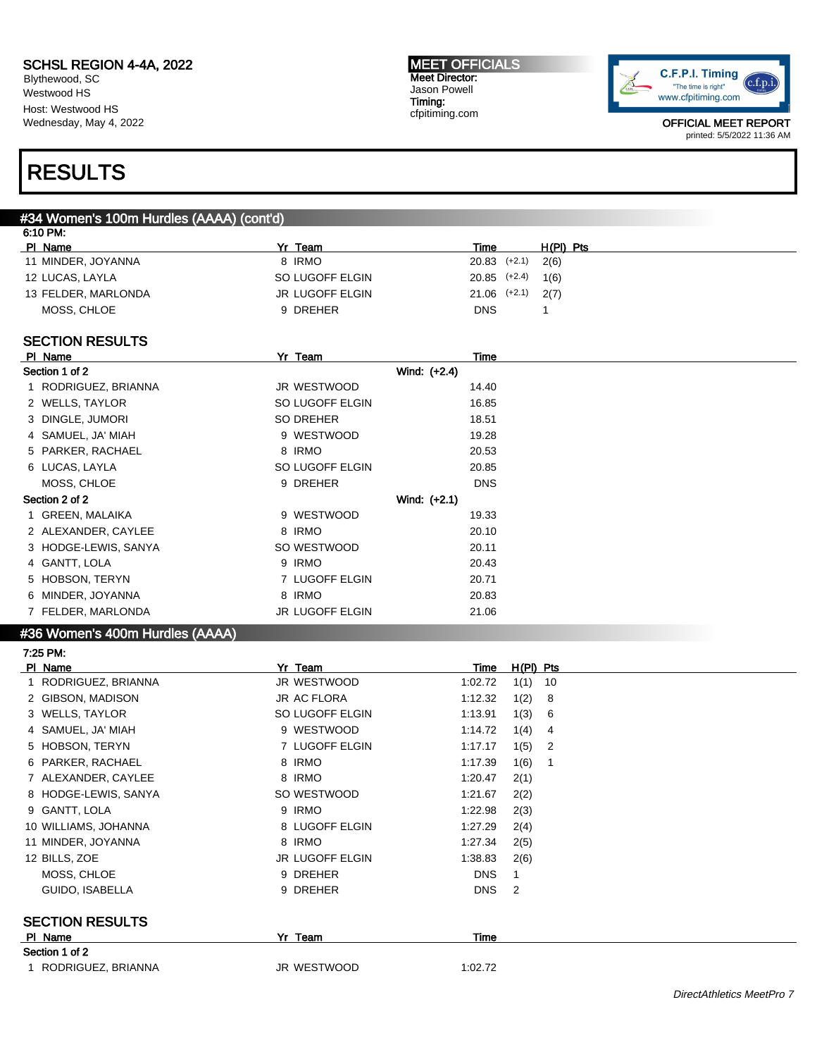SCHSL REGION 4-4A, 2022
Blythewood, SC
Westwood HS
Host: Westwood HS
Wednesday, May 4, 2022

**MEET OFFICIALS**
Meet Director:
Jason Powell
Timing:
cfpitiming.com

OFFICIAL MEET REPORT
printed: 5/5/2022 11:36 AM

# RESULTS

## #34 Women's 100m Hurdles (AAAA) (cont'd)

6:10 PM:

| Pl | Name | Yr | Team | Time | Wind | H(Pl) | Pts |
|---|---|---|---|---|---|---|---|
| 11 | MINDER, JOYANNA | 8 | IRMO | 20.83 | (+2.1) | 2(6) | |
| 12 | LUCAS, LAYLA | SO | LUGOFF ELGIN | 20.85 | (+2.4) | 1(6) | |
| 13 | FELDER, MARLONDA | JR | LUGOFF ELGIN | 21.06 | (+2.1) | 2(7) | |
| | MOSS, CHLOE | 9 | DREHER | DNS | | 1 | |

### SECTION RESULTS

| Pl | Name | Yr | Team | Time |
|---|---|---|---|---|
| **Section 1 of 2** | | | Wind: (+2.4) | |
| 1 | RODRIGUEZ, BRIANNA | JR | WESTWOOD | 14.40 |
| 2 | WELLS, TAYLOR | SO | LUGOFF ELGIN | 16.85 |
| 3 | DINGLE, JUMORI | SO | DREHER | 18.51 |
| 4 | SAMUEL, JA' MIAH | 9 | WESTWOOD | 19.28 |
| 5 | PARKER, RACHAEL | 8 | IRMO | 20.53 |
| 6 | LUCAS, LAYLA | SO | LUGOFF ELGIN | 20.85 |
| | MOSS, CHLOE | 9 | DREHER | DNS |
| **Section 2 of 2** | | | Wind: (+2.1) | |
| 1 | GREEN, MALAIKA | 9 | WESTWOOD | 19.33 |
| 2 | ALEXANDER, CAYLEE | 8 | IRMO | 20.10 |
| 3 | HODGE-LEWIS, SANYA | SO | WESTWOOD | 20.11 |
| 4 | GANTT, LOLA | 9 | IRMO | 20.43 |
| 5 | HOBSON, TERYN | 7 | LUGOFF ELGIN | 20.71 |
| 6 | MINDER, JOYANNA | 8 | IRMO | 20.83 |
| 7 | FELDER, MARLONDA | JR | LUGOFF ELGIN | 21.06 |

## #36 Women's 400m Hurdles (AAAA)

7:25 PM:

| Pl | Name | Yr | Team | Time | H(Pl) | Pts |
|---|---|---|---|---|---|---|
| 1 | RODRIGUEZ, BRIANNA | JR | WESTWOOD | 1:02.72 | 1(1) | 10 |
| 2 | GIBSON, MADISON | JR | AC FLORA | 1:12.32 | 1(2) | 8 |
| 3 | WELLS, TAYLOR | SO | LUGOFF ELGIN | 1:13.91 | 1(3) | 6 |
| 4 | SAMUEL, JA' MIAH | 9 | WESTWOOD | 1:14.72 | 1(4) | 4 |
| 5 | HOBSON, TERYN | 7 | LUGOFF ELGIN | 1:17.17 | 1(5) | 2 |
| 6 | PARKER, RACHAEL | 8 | IRMO | 1:17.39 | 1(6) | 1 |
| 7 | ALEXANDER, CAYLEE | 8 | IRMO | 1:20.47 | 2(1) | |
| 8 | HODGE-LEWIS, SANYA | SO | WESTWOOD | 1:21.67 | 2(2) | |
| 9 | GANTT, LOLA | 9 | IRMO | 1:22.98 | 2(3) | |
| 10 | WILLIAMS, JOHANNA | 8 | LUGOFF ELGIN | 1:27.29 | 2(4) | |
| 11 | MINDER, JOYANNA | 8 | IRMO | 1:27.34 | 2(5) | |
| 12 | BILLS, ZOE | JR | LUGOFF ELGIN | 1:38.83 | 2(6) | |
| | MOSS, CHLOE | 9 | DREHER | DNS | 1 | |
| | GUIDO, ISABELLA | 9 | DREHER | DNS | 2 | |

### SECTION RESULTS

| Pl | Name | Yr | Team | Time |
|---|---|---|---|---|
| **Section 1 of 2** | | | | |
| 1 | RODRIGUEZ, BRIANNA | JR | WESTWOOD | 1:02.72 |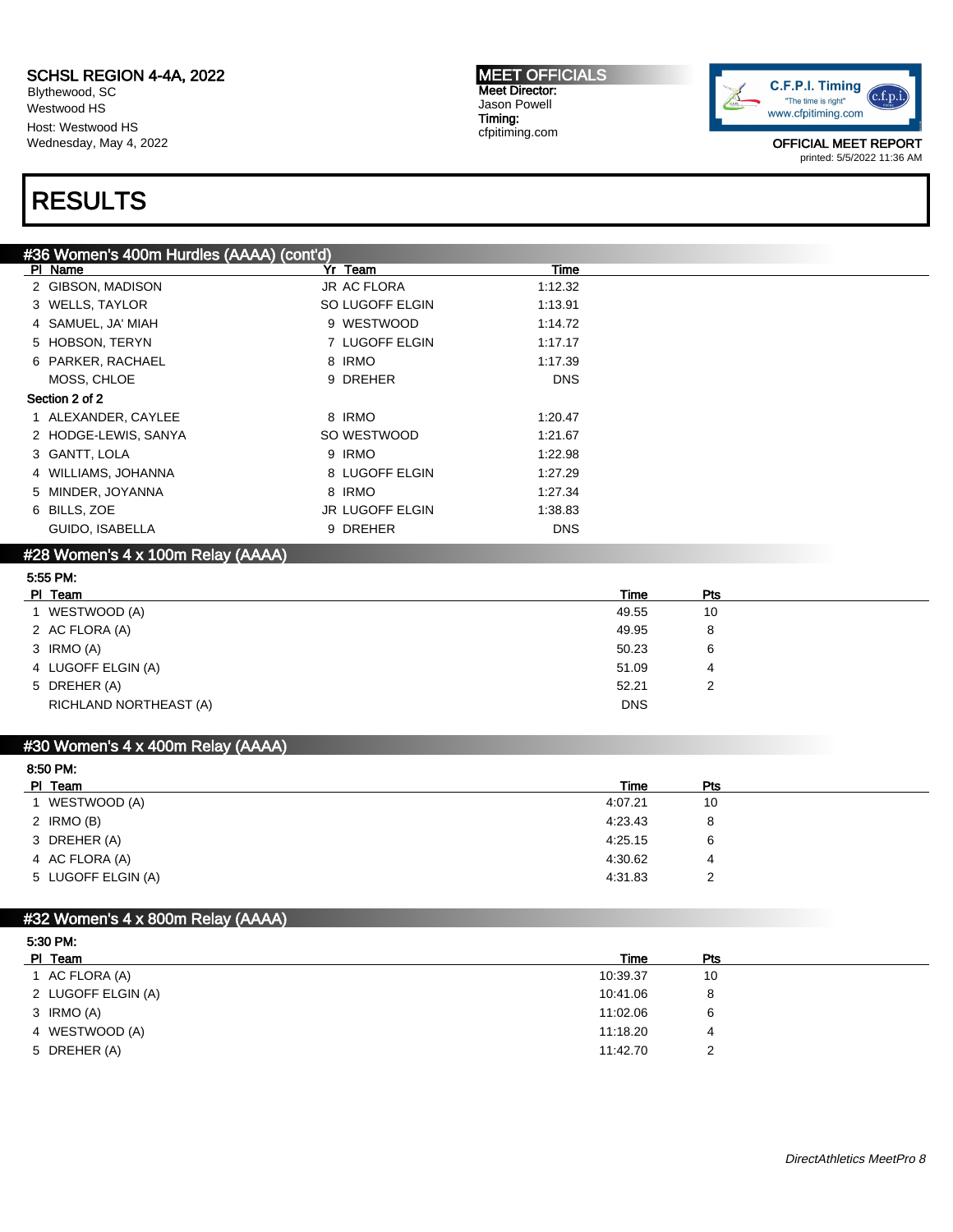**SCHSL REGION 4-4A, 2022**
Blythewood, SC
Westwood HS
Host: Westwood HS
Wednesday, May 4, 2022

**MEET OFFICIALS**
Meet Director:
Jason Powell
Timing:
cfpitiming.com

OFFICIAL MEET REPORT
printed: 5/5/2022 11:36 AM

# RESULTS

## #36 Women's 400m Hurdles (AAAA) (cont'd)

| Pl | Name | Yr | Team | Time |
|---|---|---|---|---|
| 2 | GIBSON, MADISON | JR | AC FLORA | 1:12.32 |
| 3 | WELLS, TAYLOR | SO | LUGOFF ELGIN | 1:13.91 |
| 4 | SAMUEL, JA' MIAH | 9 | WESTWOOD | 1:14.72 |
| 5 | HOBSON, TERYN | 7 | LUGOFF ELGIN | 1:17.17 |
| 6 | PARKER, RACHAEL | 8 | IRMO | 1:17.39 |
| | MOSS, CHLOE | 9 | DREHER | DNS |

Section 2 of 2

| Pl | Name | Yr | Team | Time |
|---|---|---|---|---|
| 1 | ALEXANDER, CAYLEE | 8 | IRMO | 1:20.47 |
| 2 | HODGE-LEWIS, SANYA | SO | WESTWOOD | 1:21.67 |
| 3 | GANTT, LOLA | 9 | IRMO | 1:22.98 |
| 4 | WILLIAMS, JOHANNA | 8 | LUGOFF ELGIN | 1:27.29 |
| 5 | MINDER, JOYANNA | 8 | IRMO | 1:27.34 |
| 6 | BILLS, ZOE | JR | LUGOFF ELGIN | 1:38.83 |
| | GUIDO, ISABELLA | 9 | DREHER | DNS |

## #28 Women's 4 x 100m Relay (AAAA)

5:55 PM:

| Pl | Team | Time | Pts |
|---|---|---|---|
| 1 | WESTWOOD (A) | 49.55 | 10 |
| 2 | AC FLORA (A) | 49.95 | 8 |
| 3 | IRMO (A) | 50.23 | 6 |
| 4 | LUGOFF ELGIN (A) | 51.09 | 4 |
| 5 | DREHER (A) | 52.21 | 2 |
| | RICHLAND NORTHEAST (A) | DNS | |

## #30 Women's 4 x 400m Relay (AAAA)

8:50 PM:

| Pl | Team | Time | Pts |
|---|---|---|---|
| 1 | WESTWOOD (A) | 4:07.21 | 10 |
| 2 | IRMO (B) | 4:23.43 | 8 |
| 3 | DREHER (A) | 4:25.15 | 6 |
| 4 | AC FLORA (A) | 4:30.62 | 4 |
| 5 | LUGOFF ELGIN (A) | 4:31.83 | 2 |

## #32 Women's 4 x 800m Relay (AAAA)

5:30 PM:

| Pl | Team | Time | Pts |
|---|---|---|---|
| 1 | AC FLORA (A) | 10:39.37 | 10 |
| 2 | LUGOFF ELGIN (A) | 10:41.06 | 8 |
| 3 | IRMO (A) | 11:02.06 | 6 |
| 4 | WESTWOOD (A) | 11:18.20 | 4 |
| 5 | DREHER (A) | 11:42.70 | 2 |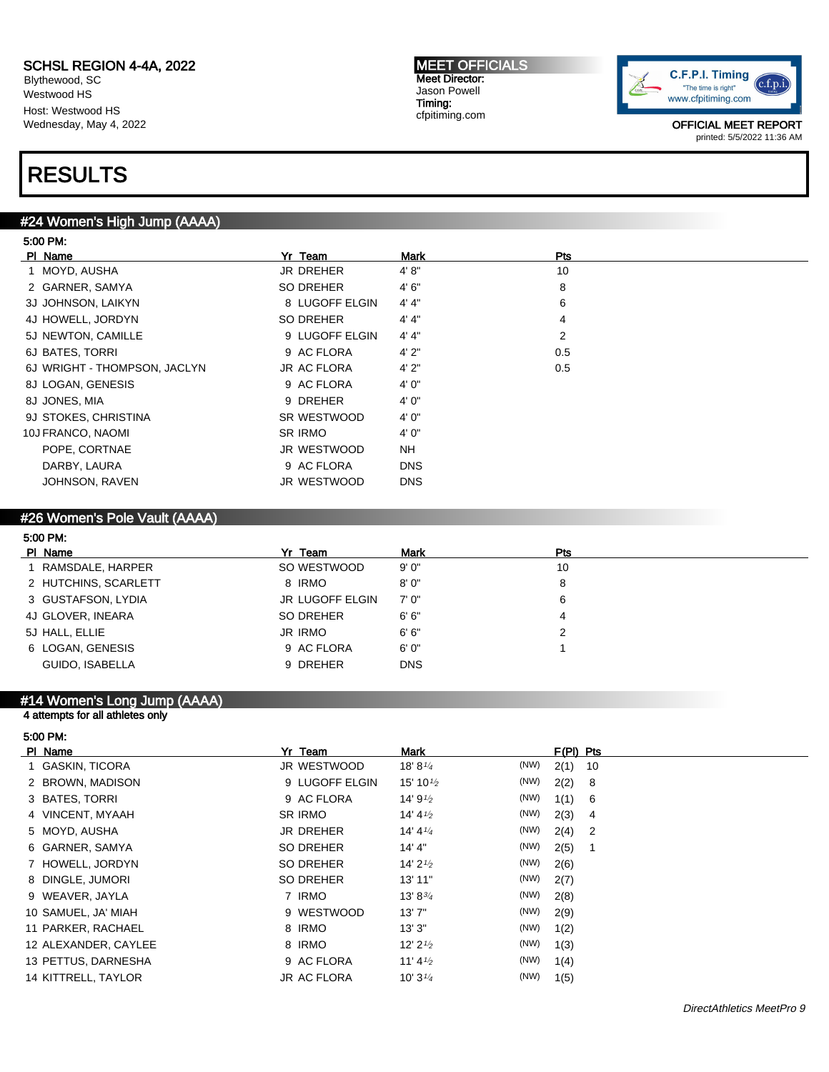SCHSL REGION 4-4A, 2022
Blythewood, SC
Westwood HS
Host: Westwood HS
Wednesday, May 4, 2022

**MEET OFFICIALS**
Meet Director:
Jason Powell
Timing:
cfpitiming.com

OFFICIAL MEET REPORT
printed: 5/5/2022 11:36 AM

# RESULTS

## #24 Women's High Jump (AAAA)

5:00 PM:

| Pl | Name | Yr | Team | Mark | Pts |
|---|---|---|---|---|---|
| 1 | MOYD, AUSHA | JR | DREHER | 4' 8" | 10 |
| 2 | GARNER, SAMYA | SO | DREHER | 4' 6" | 8 |
| 3J | JOHNSON, LAIKYN | 8 | LUGOFF ELGIN | 4' 4" | 6 |
| 4J | HOWELL, JORDYN | SO | DREHER | 4' 4" | 4 |
| 5J | NEWTON, CAMILLE | 9 | LUGOFF ELGIN | 4' 4" | 2 |
| 6J | BATES, TORRI | 9 | AC FLORA | 4' 2" | 0.5 |
| 6J | WRIGHT - THOMPSON, JACLYN | JR | AC FLORA | 4' 2" | 0.5 |
| 8J | LOGAN, GENESIS | 9 | AC FLORA | 4' 0" | |
| 8J | JONES, MIA | 9 | DREHER | 4' 0" | |
| 9J | STOKES, CHRISTINA | SR | WESTWOOD | 4' 0" | |
| 10J | FRANCO, NAOMI | SR | IRMO | 4' 0" | |
| | POPE, CORTNAE | JR | WESTWOOD | NH | |
| | DARBY, LAURA | 9 | AC FLORA | DNS | |
| | JOHNSON, RAVEN | JR | WESTWOOD | DNS | |

## #26 Women's Pole Vault (AAAA)

5:00 PM:

| Pl | Name | Yr | Team | Mark | Pts |
|---|---|---|---|---|---|
| 1 | RAMSDALE, HARPER | SO | WESTWOOD | 9' 0" | 10 |
| 2 | HUTCHINS, SCARLETT | 8 | IRMO | 8' 0" | 8 |
| 3 | GUSTAFSON, LYDIA | JR | LUGOFF ELGIN | 7' 0" | 6 |
| 4J | GLOVER, INEARA | SO | DREHER | 6' 6" | 4 |
| 5J | HALL, ELLIE | JR | IRMO | 6' 6" | 2 |
| 6 | LOGAN, GENESIS | 9 | AC FLORA | 6' 0" | 1 |
| | GUIDO, ISABELLA | 9 | DREHER | DNS | |

## #14 Women's Long Jump (AAAA)

4 attempts for all athletes only

5:00 PM:

| Pl | Name | Yr | Team | Mark | | F(Pl) | Pts |
|---|---|---|---|---|---|---|---|
| 1 | GASKIN, TICORA | JR | WESTWOOD | 18' 8 1/4 | (NW) | 2(1) | 10 |
| 2 | BROWN, MADISON | 9 | LUGOFF ELGIN | 15' 10 1/2 | (NW) | 2(2) | 8 |
| 3 | BATES, TORRI | 9 | AC FLORA | 14' 9 1/2 | (NW) | 1(1) | 6 |
| 4 | VINCENT, MYAAH | SR | IRMO | 14' 4 1/2 | (NW) | 2(3) | 4 |
| 5 | MOYD, AUSHA | JR | DREHER | 14' 4 1/4 | (NW) | 2(4) | 2 |
| 6 | GARNER, SAMYA | SO | DREHER | 14' 4" | (NW) | 2(5) | 1 |
| 7 | HOWELL, JORDYN | SO | DREHER | 14' 2 1/2 | (NW) | 2(6) | |
| 8 | DINGLE, JUMORI | SO | DREHER | 13' 11" | (NW) | 2(7) | |
| 9 | WEAVER, JAYLA | 7 | IRMO | 13' 8 3/4 | (NW) | 2(8) | |
| 10 | SAMUEL, JA' MIAH | 9 | WESTWOOD | 13' 7" | (NW) | 2(9) | |
| 11 | PARKER, RACHAEL | 8 | IRMO | 13' 3" | (NW) | 1(2) | |
| 12 | ALEXANDER, CAYLEE | 8 | IRMO | 12' 2 1/2 | (NW) | 1(3) | |
| 13 | PETTUS, DARNESHA | 9 | AC FLORA | 11' 4 1/2 | (NW) | 1(4) | |
| 14 | KITTRELL, TAYLOR | JR | AC FLORA | 10' 3 1/4 | (NW) | 1(5) | |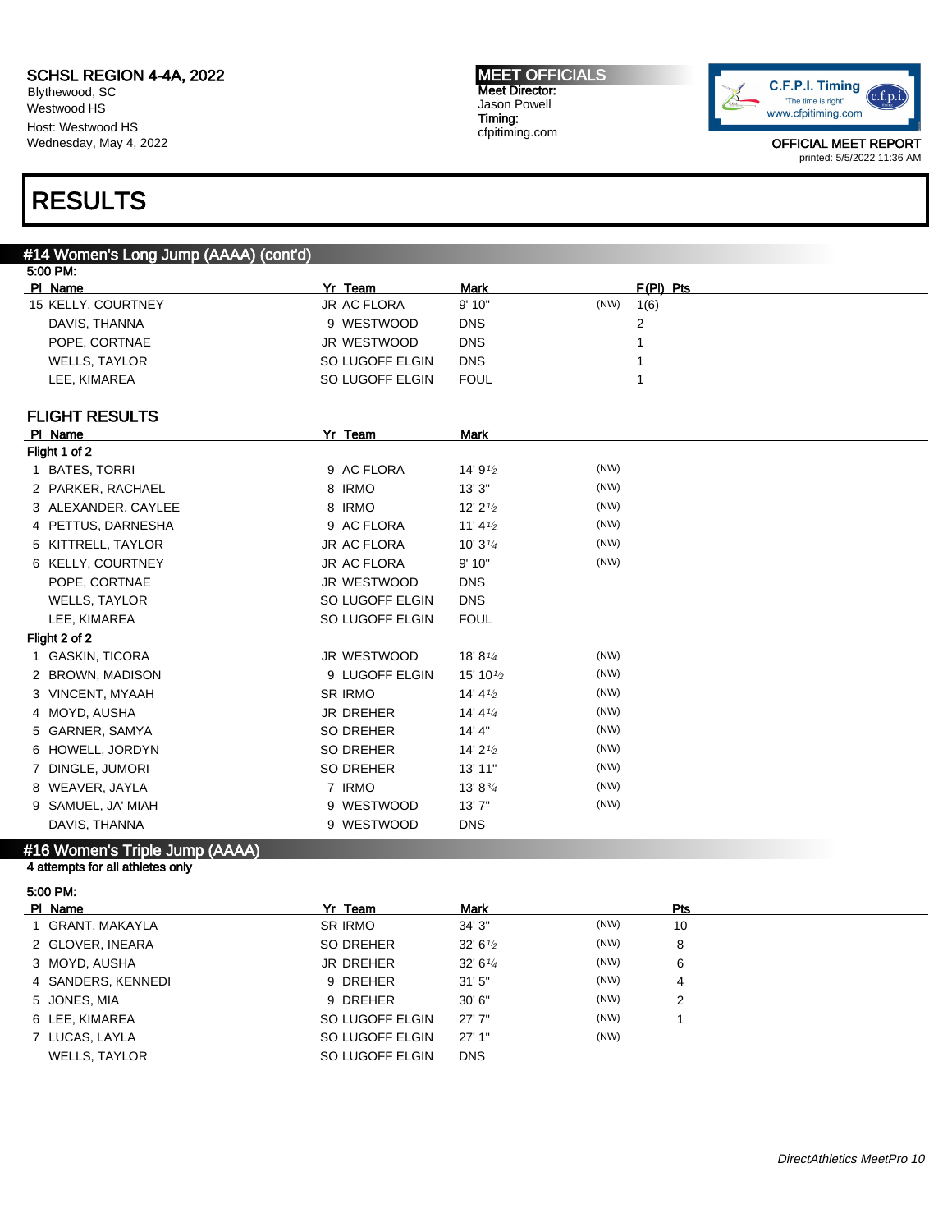SCHSL REGION 4-4A, 2022
Blythewood, SC
Westwood HS
Host: Westwood HS
Wednesday, May 4, 2022

**MEET OFFICIALS**
Meet Director:
Jason Powell
Timing:
cfpitiming.com

OFFICIAL MEET REPORT
printed: 5/5/2022 11:36 AM

# RESULTS

## #14 Women's Long Jump (AAAA) (cont'd)

5:00 PM:

| Pl | Name | Yr | Team | Mark | | F(Pl) | Pts |
|---|---|---|---|---|---|---|---|
| 15 | KELLY, COURTNEY | JR | AC FLORA | 9' 10" | (NW) | 1(6) | |
| | DAVIS, THANNA | 9 | WESTWOOD | DNS | | 2 | |
| | POPE, CORTNAE | JR | WESTWOOD | DNS | | 1 | |
| | WELLS, TAYLOR | SO | LUGOFF ELGIN | DNS | | 1 | |
| | LEE, KIMAREA | SO | LUGOFF ELGIN | FOUL | | 1 | |

### FLIGHT RESULTS

| Pl | Name | Yr | Team | Mark | |
|---|---|---|---|---|---|
| **Flight 1 of 2** | | | | | |
| 1 | BATES, TORRI | 9 | AC FLORA | 14' 9½ | (NW) |
| 2 | PARKER, RACHAEL | 8 | IRMO | 13' 3" | (NW) |
| 3 | ALEXANDER, CAYLEE | 8 | IRMO | 12' 2½ | (NW) |
| 4 | PETTUS, DARNESHA | 9 | AC FLORA | 11' 4½ | (NW) |
| 5 | KITTRELL, TAYLOR | JR | AC FLORA | 10' 3¼ | (NW) |
| 6 | KELLY, COURTNEY | JR | AC FLORA | 9' 10" | (NW) |
| | POPE, CORTNAE | JR | WESTWOOD | DNS | |
| | WELLS, TAYLOR | SO | LUGOFF ELGIN | DNS | |
| | LEE, KIMAREA | SO | LUGOFF ELGIN | FOUL | |
| **Flight 2 of 2** | | | | | |
| 1 | GASKIN, TICORA | JR | WESTWOOD | 18' 8¼ | (NW) |
| 2 | BROWN, MADISON | 9 | LUGOFF ELGIN | 15' 10½ | (NW) |
| 3 | VINCENT, MYAAH | SR | IRMO | 14' 4½ | (NW) |
| 4 | MOYD, AUSHA | JR | DREHER | 14' 4¼ | (NW) |
| 5 | GARNER, SAMYA | SO | DREHER | 14' 4" | (NW) |
| 6 | HOWELL, JORDYN | SO | DREHER | 14' 2½ | (NW) |
| 7 | DINGLE, JUMORI | SO | DREHER | 13' 11" | (NW) |
| 8 | WEAVER, JAYLA | 7 | IRMO | 13' 8¾ | (NW) |
| 9 | SAMUEL, JA' MIAH | 9 | WESTWOOD | 13' 7" | (NW) |
| | DAVIS, THANNA | 9 | WESTWOOD | DNS | |

## #16 Women's Triple Jump (AAAA)

4 attempts for all athletes only

5:00 PM:

| Pl | Name | Yr | Team | Mark | | Pts |
|---|---|---|---|---|---|---|
| 1 | GRANT, MAKAYLA | SR | IRMO | 34' 3" | (NW) | 10 |
| 2 | GLOVER, INEARA | SO | DREHER | 32' 6½ | (NW) | 8 |
| 3 | MOYD, AUSHA | JR | DREHER | 32' 6¼ | (NW) | 6 |
| 4 | SANDERS, KENNEDI | 9 | DREHER | 31' 5" | (NW) | 4 |
| 5 | JONES, MIA | 9 | DREHER | 30' 6" | (NW) | 2 |
| 6 | LEE, KIMAREA | SO | LUGOFF ELGIN | 27' 7" | (NW) | 1 |
| 7 | LUCAS, LAYLA | SO | LUGOFF ELGIN | 27' 1" | (NW) | |
| | WELLS, TAYLOR | SO | LUGOFF ELGIN | DNS | | |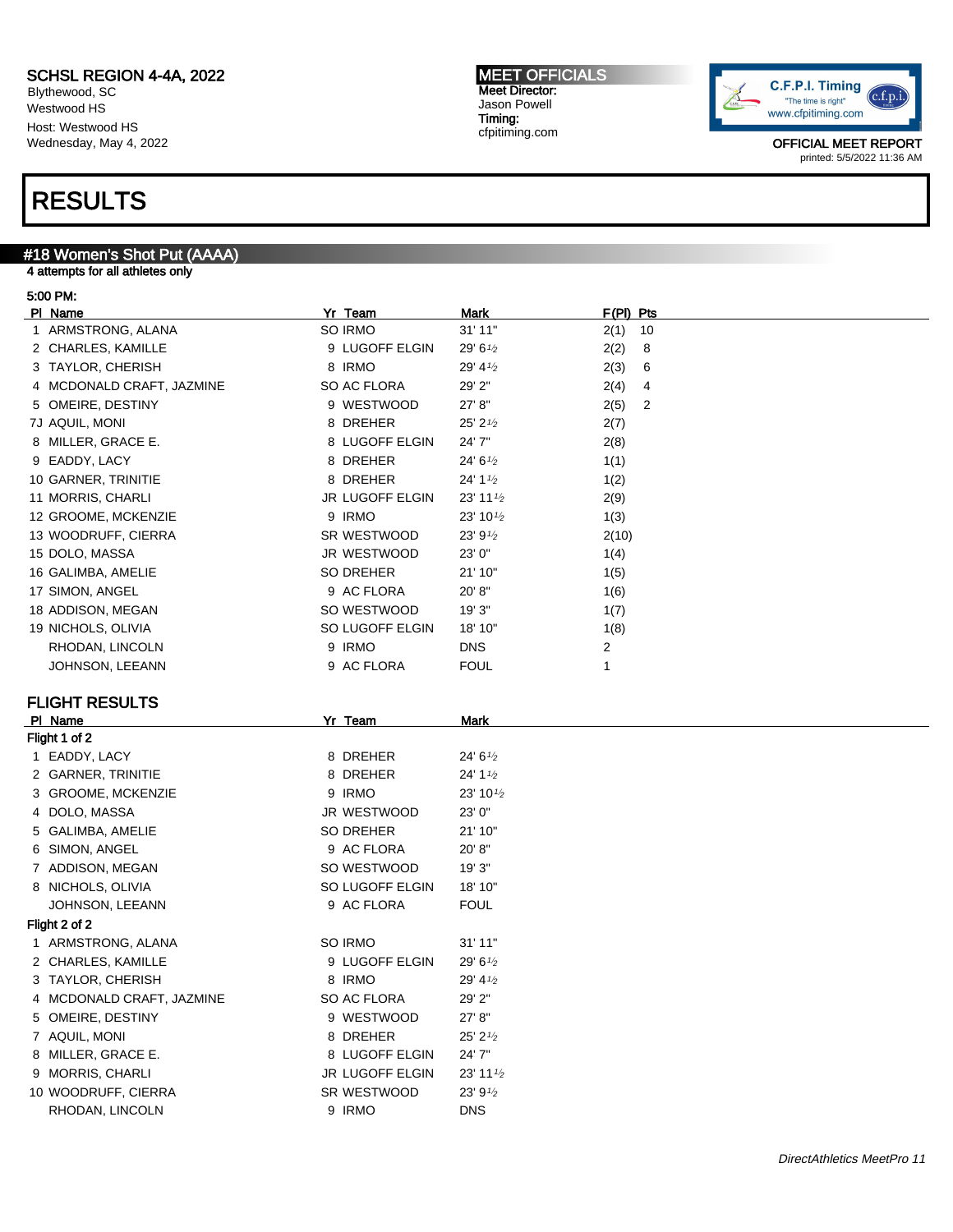SCHSL REGION 4-4A, 2022
Blythewood, SC
Westwood HS
Host: Westwood HS
Wednesday, May 4, 2022

MEET OFFICIALS
Meet Director:
Jason Powell
Timing:
cfpitiming.com

OFFICIAL MEET REPORT
printed: 5/5/2022 11:36 AM

# RESULTS

## #18 Women's Shot Put (AAAA)

4 attempts for all athletes only

5:00 PM:

| Pl | Name | Yr | Team | Mark | F(Pl) | Pts |
|---|---|---|---|---|---|---|
| 1 | ARMSTRONG, ALANA | SO | IRMO | 31' 11" | 2(1) | 10 |
| 2 | CHARLES, KAMILLE | 9 | LUGOFF ELGIN | 29' 6½ | 2(2) | 8 |
| 3 | TAYLOR, CHERISH | 8 | IRMO | 29' 4½ | 2(3) | 6 |
| 4 | MCDONALD CRAFT, JAZMINE | SO | AC FLORA | 29' 2" | 2(4) | 4 |
| 5 | OMEIRE, DESTINY | 9 | WESTWOOD | 27' 8" | 2(5) | 2 |
| 7J | AQUIL, MONI | 8 | DREHER | 25' 2½ | 2(7) | |
| 8 | MILLER, GRACE E. | 8 | LUGOFF ELGIN | 24' 7" | 2(8) | |
| 9 | EADDY, LACY | 8 | DREHER | 24' 6½ | 1(1) | |
| 10 | GARNER, TRINITIE | 8 | DREHER | 24' 1½ | 1(2) | |
| 11 | MORRIS, CHARLI | JR | LUGOFF ELGIN | 23' 11½ | 2(9) | |
| 12 | GROOME, MCKENZIE | 9 | IRMO | 23' 10½ | 1(3) | |
| 13 | WOODRUFF, CIERRA | SR | WESTWOOD | 23' 9½ | 2(10) | |
| 15 | DOLO, MASSA | JR | WESTWOOD | 23' 0" | 1(4) | |
| 16 | GALIMBA, AMELIE | SO | DREHER | 21' 10" | 1(5) | |
| 17 | SIMON, ANGEL | 9 | AC FLORA | 20' 8" | 1(6) | |
| 18 | ADDISON, MEGAN | SO | WESTWOOD | 19' 3" | 1(7) | |
| 19 | NICHOLS, OLIVIA | SO | LUGOFF ELGIN | 18' 10" | 1(8) | |
| | RHODAN, LINCOLN | 9 | IRMO | DNS | 2 | |
| | JOHNSON, LEEANN | 9 | AC FLORA | FOUL | 1 | |

### FLIGHT RESULTS

| Pl | Name | Yr | Team | Mark |
|---|---|---|---|---|
| **Flight 1 of 2** | | | | |
| 1 | EADDY, LACY | 8 | DREHER | 24' 6½ |
| 2 | GARNER, TRINITIE | 8 | DREHER | 24' 1½ |
| 3 | GROOME, MCKENZIE | 9 | IRMO | 23' 10½ |
| 4 | DOLO, MASSA | JR | WESTWOOD | 23' 0" |
| 5 | GALIMBA, AMELIE | SO | DREHER | 21' 10" |
| 6 | SIMON, ANGEL | 9 | AC FLORA | 20' 8" |
| 7 | ADDISON, MEGAN | SO | WESTWOOD | 19' 3" |
| 8 | NICHOLS, OLIVIA | SO | LUGOFF ELGIN | 18' 10" |
| | JOHNSON, LEEANN | 9 | AC FLORA | FOUL |
| **Flight 2 of 2** | | | | |
| 1 | ARMSTRONG, ALANA | SO | IRMO | 31' 11" |
| 2 | CHARLES, KAMILLE | 9 | LUGOFF ELGIN | 29' 6½ |
| 3 | TAYLOR, CHERISH | 8 | IRMO | 29' 4½ |
| 4 | MCDONALD CRAFT, JAZMINE | SO | AC FLORA | 29' 2" |
| 5 | OMEIRE, DESTINY | 9 | WESTWOOD | 27' 8" |
| 7 | AQUIL, MONI | 8 | DREHER | 25' 2½ |
| 8 | MILLER, GRACE E. | 8 | LUGOFF ELGIN | 24' 7" |
| 9 | MORRIS, CHARLI | JR | LUGOFF ELGIN | 23' 11½ |
| 10 | WOODRUFF, CIERRA | SR | WESTWOOD | 23' 9½ |
| | RHODAN, LINCOLN | 9 | IRMO | DNS |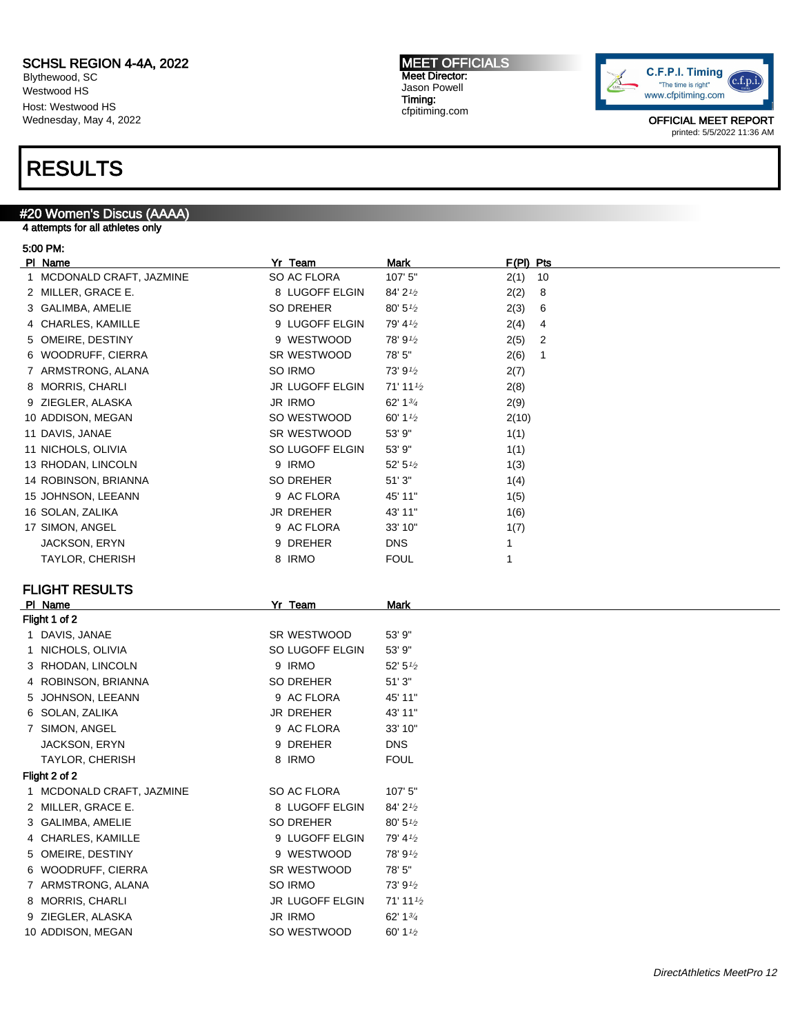SCHSL REGION 4-4A, 2022
Blythewood, SC
Westwood HS
Host: Westwood HS
Wednesday, May 4, 2022

**MEET OFFICIALS**
Meet Director:
Jason Powell
Timing:
cfpitiming.com

OFFICIAL MEET REPORT
printed: 5/5/2022 11:36 AM

# RESULTS

## #20 Women's Discus (AAAA)

4 attempts for all athletes only

5:00 PM:

| Pl | Name | Yr | Team | Mark | F(Pl) | Pts |
|---|---|---|---|---|---|---|
| 1 | MCDONALD CRAFT, JAZMINE | SO | AC FLORA | 107' 5" | 2(1) | 10 |
| 2 | MILLER, GRACE E. | 8 | LUGOFF ELGIN | 84' 2½ | 2(2) | 8 |
| 3 | GALIMBA, AMELIE | SO | DREHER | 80' 5½ | 2(3) | 6 |
| 4 | CHARLES, KAMILLE | 9 | LUGOFF ELGIN | 79' 4½ | 2(4) | 4 |
| 5 | OMEIRE, DESTINY | 9 | WESTWOOD | 78' 9½ | 2(5) | 2 |
| 6 | WOODRUFF, CIERRA | SR | WESTWOOD | 78' 5" | 2(6) | 1 |
| 7 | ARMSTRONG, ALANA | SO | IRMO | 73' 9½ | 2(7) | |
| 8 | MORRIS, CHARLI | JR | LUGOFF ELGIN | 71' 11½ | 2(8) | |
| 9 | ZIEGLER, ALASKA | JR | IRMO | 62' 1¾ | 2(9) | |
| 10 | ADDISON, MEGAN | SO | WESTWOOD | 60' 1½ | 2(10) | |
| 11 | DAVIS, JANAE | SR | WESTWOOD | 53' 9" | 1(1) | |
| 11 | NICHOLS, OLIVIA | SO | LUGOFF ELGIN | 53' 9" | 1(1) | |
| 13 | RHODAN, LINCOLN | 9 | IRMO | 52' 5½ | 1(3) | |
| 14 | ROBINSON, BRIANNA | SO | DREHER | 51' 3" | 1(4) | |
| 15 | JOHNSON, LEEANN | 9 | AC FLORA | 45' 11" | 1(5) | |
| 16 | SOLAN, ZALIKA | JR | DREHER | 43' 11" | 1(6) | |
| 17 | SIMON, ANGEL | 9 | AC FLORA | 33' 10" | 1(7) | |
| | JACKSON, ERYN | 9 | DREHER | DNS | 1 | |
| | TAYLOR, CHERISH | 8 | IRMO | FOUL | 1 | |

### FLIGHT RESULTS

| Pl | Name | Yr | Team | Mark |
|---|---|---|---|---|
| **Flight 1 of 2** | | | | |
| 1 | DAVIS, JANAE | SR | WESTWOOD | 53' 9" |
| 1 | NICHOLS, OLIVIA | SO | LUGOFF ELGIN | 53' 9" |
| 3 | RHODAN, LINCOLN | 9 | IRMO | 52' 5½ |
| 4 | ROBINSON, BRIANNA | SO | DREHER | 51' 3" |
| 5 | JOHNSON, LEEANN | 9 | AC FLORA | 45' 11" |
| 6 | SOLAN, ZALIKA | JR | DREHER | 43' 11" |
| 7 | SIMON, ANGEL | 9 | AC FLORA | 33' 10" |
| | JACKSON, ERYN | 9 | DREHER | DNS |
| | TAYLOR, CHERISH | 8 | IRMO | FOUL |
| **Flight 2 of 2** | | | | |
| 1 | MCDONALD CRAFT, JAZMINE | SO | AC FLORA | 107' 5" |
| 2 | MILLER, GRACE E. | 8 | LUGOFF ELGIN | 84' 2½ |
| 3 | GALIMBA, AMELIE | SO | DREHER | 80' 5½ |
| 4 | CHARLES, KAMILLE | 9 | LUGOFF ELGIN | 79' 4½ |
| 5 | OMEIRE, DESTINY | 9 | WESTWOOD | 78' 9½ |
| 6 | WOODRUFF, CIERRA | SR | WESTWOOD | 78' 5" |
| 7 | ARMSTRONG, ALANA | SO | IRMO | 73' 9½ |
| 8 | MORRIS, CHARLI | JR | LUGOFF ELGIN | 71' 11½ |
| 9 | ZIEGLER, ALASKA | JR | IRMO | 62' 1¾ |
| 10 | ADDISON, MEGAN | SO | WESTWOOD | 60' 1½ |

*DirectAthletics MeetPro 12*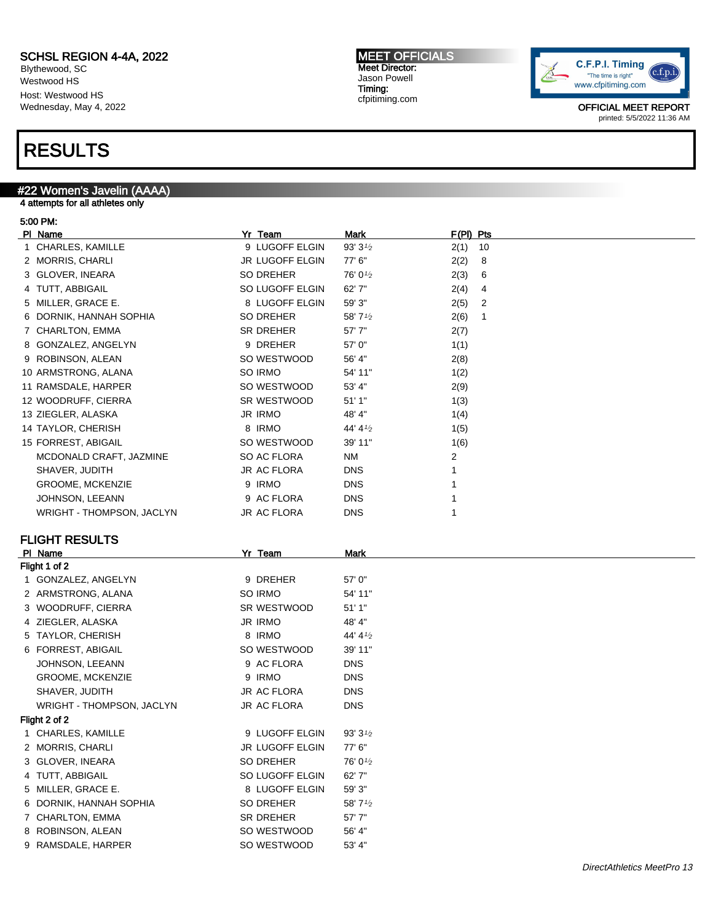SCHSL REGION 4-4A, 2022
Blythewood, SC
Westwood HS
Host: Westwood HS
Wednesday, May 4, 2022

MEET OFFICIALS
Meet Director:
Jason Powell
Timing:
cfpitiming.com

OFFICIAL MEET REPORT
printed: 5/5/2022 11:36 AM

# RESULTS

## #22 Women's Javelin (AAAA)

4 attempts for all athletes only

5:00 PM:

| Pl | Name | Yr | Team | Mark | F(Pl) | Pts |
|---|---|---|---|---|---|---|
| 1 | CHARLES, KAMILLE | 9 | LUGOFF ELGIN | 93' 3½ | 2(1) | 10 |
| 2 | MORRIS, CHARLI | JR | LUGOFF ELGIN | 77' 6" | 2(2) | 8 |
| 3 | GLOVER, INEARA | SO | DREHER | 76' 0½ | 2(3) | 6 |
| 4 | TUTT, ABBIGAIL | SO | LUGOFF ELGIN | 62' 7" | 2(4) | 4 |
| 5 | MILLER, GRACE E. | 8 | LUGOFF ELGIN | 59' 3" | 2(5) | 2 |
| 6 | DORNIK, HANNAH SOPHIA | SO | DREHER | 58' 7½ | 2(6) | 1 |
| 7 | CHARLTON, EMMA | SR | DREHER | 57' 7" | 2(7) | |
| 8 | GONZALEZ, ANGELYN | 9 | DREHER | 57' 0" | 1(1) | |
| 9 | ROBINSON, ALEAN | SO | WESTWOOD | 56' 4" | 2(8) | |
| 10 | ARMSTRONG, ALANA | SO | IRMO | 54' 11" | 1(2) | |
| 11 | RAMSDALE, HARPER | SO | WESTWOOD | 53' 4" | 2(9) | |
| 12 | WOODRUFF, CIERRA | SR | WESTWOOD | 51' 1" | 1(3) | |
| 13 | ZIEGLER, ALASKA | JR | IRMO | 48' 4" | 1(4) | |
| 14 | TAYLOR, CHERISH | 8 | IRMO | 44' 4½ | 1(5) | |
| 15 | FORREST, ABIGAIL | SO | WESTWOOD | 39' 11" | 1(6) | |
| | MCDONALD CRAFT, JAZMINE | SO | AC FLORA | NM | 2 | |
| | SHAVER, JUDITH | JR | AC FLORA | DNS | 1 | |
| | GROOME, MCKENZIE | 9 | IRMO | DNS | 1 | |
| | JOHNSON, LEEANN | 9 | AC FLORA | DNS | 1 | |
| | WRIGHT - THOMPSON, JACLYN | JR | AC FLORA | DNS | 1 | |

### FLIGHT RESULTS

| Pl | Name | Yr | Team | Mark |
|---|---|---|---|---|
| **Flight 1 of 2** | | | | |
| 1 | GONZALEZ, ANGELYN | 9 | DREHER | 57' 0" |
| 2 | ARMSTRONG, ALANA | SO | IRMO | 54' 11" |
| 3 | WOODRUFF, CIERRA | SR | WESTWOOD | 51' 1" |
| 4 | ZIEGLER, ALASKA | JR | IRMO | 48' 4" |
| 5 | TAYLOR, CHERISH | 8 | IRMO | 44' 4½ |
| 6 | FORREST, ABIGAIL | SO | WESTWOOD | 39' 11" |
| | JOHNSON, LEEANN | 9 | AC FLORA | DNS |
| | GROOME, MCKENZIE | 9 | IRMO | DNS |
| | SHAVER, JUDITH | JR | AC FLORA | DNS |
| | WRIGHT - THOMPSON, JACLYN | JR | AC FLORA | DNS |
| **Flight 2 of 2** | | | | |
| 1 | CHARLES, KAMILLE | 9 | LUGOFF ELGIN | 93' 3½ |
| 2 | MORRIS, CHARLI | JR | LUGOFF ELGIN | 77' 6" |
| 3 | GLOVER, INEARA | SO | DREHER | 76' 0½ |
| 4 | TUTT, ABBIGAIL | SO | LUGOFF ELGIN | 62' 7" |
| 5 | MILLER, GRACE E. | 8 | LUGOFF ELGIN | 59' 3" |
| 6 | DORNIK, HANNAH SOPHIA | SO | DREHER | 58' 7½ |
| 7 | CHARLTON, EMMA | SR | DREHER | 57' 7" |
| 8 | ROBINSON, ALEAN | SO | WESTWOOD | 56' 4" |
| 9 | RAMSDALE, HARPER | SO | WESTWOOD | 53' 4" |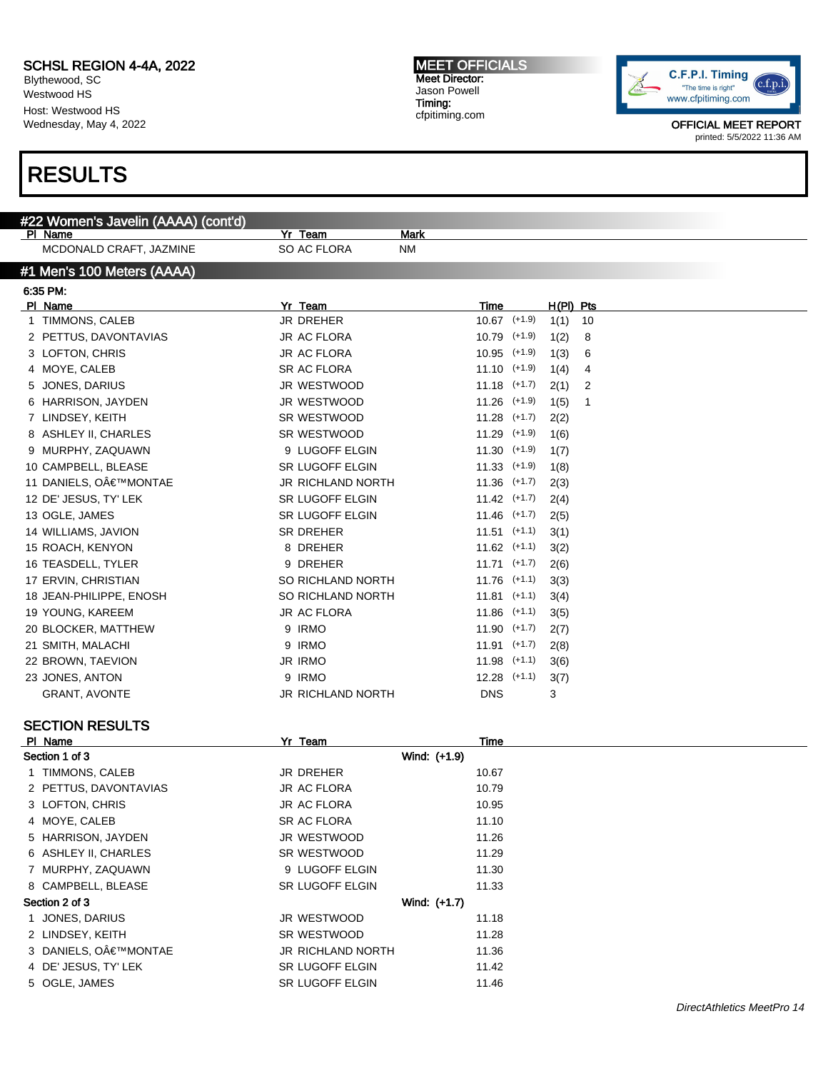# RESULTS

## #22 Women's Javelin (AAAA) (cont'd)

| Pl | Name | Yr | Team | Mark |
|---|---|---|---|---|
| | MCDONALD CRAFT, JAZMINE | SO | AC FLORA | NM |

## #1 Men's 100 Meters (AAAA)

6:35 PM:

| Pl | Name | Yr | Team | Time | | H(Pl) | Pts |
|---|---|---|---|---|---|---|---|
| 1 | TIMMONS, CALEB | JR | DREHER | 10.67 | (+1.9) | 1(1) | 10 |
| 2 | PETTUS, DAVONTAVIAS | JR | AC FLORA | 10.79 | (+1.9) | 1(2) | 8 |
| 3 | LOFTON, CHRIS | JR | AC FLORA | 10.95 | (+1.9) | 1(3) | 6 |
| 4 | MOYE, CALEB | SR | AC FLORA | 11.10 | (+1.9) | 1(4) | 4 |
| 5 | JONES, DARIUS | JR | WESTWOOD | 11.18 | (+1.7) | 2(1) | 2 |
| 6 | HARRISON, JAYDEN | JR | WESTWOOD | 11.26 | (+1.9) | 1(5) | 1 |
| 7 | LINDSEY, KEITH | SR | WESTWOOD | 11.28 | (+1.7) | 2(2) | |
| 8 | ASHLEY II, CHARLES | SR | WESTWOOD | 11.29 | (+1.9) | 1(6) | |
| 9 | MURPHY, ZAQUAWN | 9 | LUGOFF ELGIN | 11.30 | (+1.9) | 1(7) | |
| 10 | CAMPBELL, BLEASE | SR | LUGOFF ELGIN | 11.33 | (+1.9) | 1(8) | |
| 11 | DANIELS, OÂ€™MONTAE | JR | RICHLAND NORTH | 11.36 | (+1.7) | 2(3) | |
| 12 | DE' JESUS, TY' LEK | SR | LUGOFF ELGIN | 11.42 | (+1.7) | 2(4) | |
| 13 | OGLE, JAMES | SR | LUGOFF ELGIN | 11.46 | (+1.7) | 2(5) | |
| 14 | WILLIAMS, JAVION | SR | DREHER | 11.51 | (+1.1) | 3(1) | |
| 15 | ROACH, KENYON | 8 | DREHER | 11.62 | (+1.1) | 3(2) | |
| 16 | TEASDELL, TYLER | 9 | DREHER | 11.71 | (+1.7) | 2(6) | |
| 17 | ERVIN, CHRISTIAN | SO | RICHLAND NORTH | 11.76 | (+1.1) | 3(3) | |
| 18 | JEAN-PHILIPPE, ENOSH | SO | RICHLAND NORTH | 11.81 | (+1.1) | 3(4) | |
| 19 | YOUNG, KAREEM | JR | AC FLORA | 11.86 | (+1.1) | 3(5) | |
| 20 | BLOCKER, MATTHEW | 9 | IRMO | 11.90 | (+1.7) | 2(7) | |
| 21 | SMITH, MALACHI | 9 | IRMO | 11.91 | (+1.7) | 2(8) | |
| 22 | BROWN, TAEVION | JR | IRMO | 11.98 | (+1.1) | 3(6) | |
| 23 | JONES, ANTON | 9 | IRMO | 12.28 | (+1.1) | 3(7) | |
| | GRANT, AVONTE | JR | RICHLAND NORTH | DNS | | 3 | |

### SECTION RESULTS

| Pl | Name | Yr | Team | Time |
|---|---|---|---|---|
| **Section 1 of 3** | | | Wind: (+1.9) | |
| 1 | TIMMONS, CALEB | JR | DREHER | 10.67 |
| 2 | PETTUS, DAVONTAVIAS | JR | AC FLORA | 10.79 |
| 3 | LOFTON, CHRIS | JR | AC FLORA | 10.95 |
| 4 | MOYE, CALEB | SR | AC FLORA | 11.10 |
| 5 | HARRISON, JAYDEN | JR | WESTWOOD | 11.26 |
| 6 | ASHLEY II, CHARLES | SR | WESTWOOD | 11.29 |
| 7 | MURPHY, ZAQUAWN | 9 | LUGOFF ELGIN | 11.30 |
| 8 | CAMPBELL, BLEASE | SR | LUGOFF ELGIN | 11.33 |
| **Section 2 of 3** | | | Wind: (+1.7) | |
| 1 | JONES, DARIUS | JR | WESTWOOD | 11.18 |
| 2 | LINDSEY, KEITH | SR | WESTWOOD | 11.28 |
| 3 | DANIELS, OÂ€™MONTAE | JR | RICHLAND NORTH | 11.36 |
| 4 | DE' JESUS, TY' LEK | SR | LUGOFF ELGIN | 11.42 |
| 5 | OGLE, JAMES | SR | LUGOFF ELGIN | 11.46 |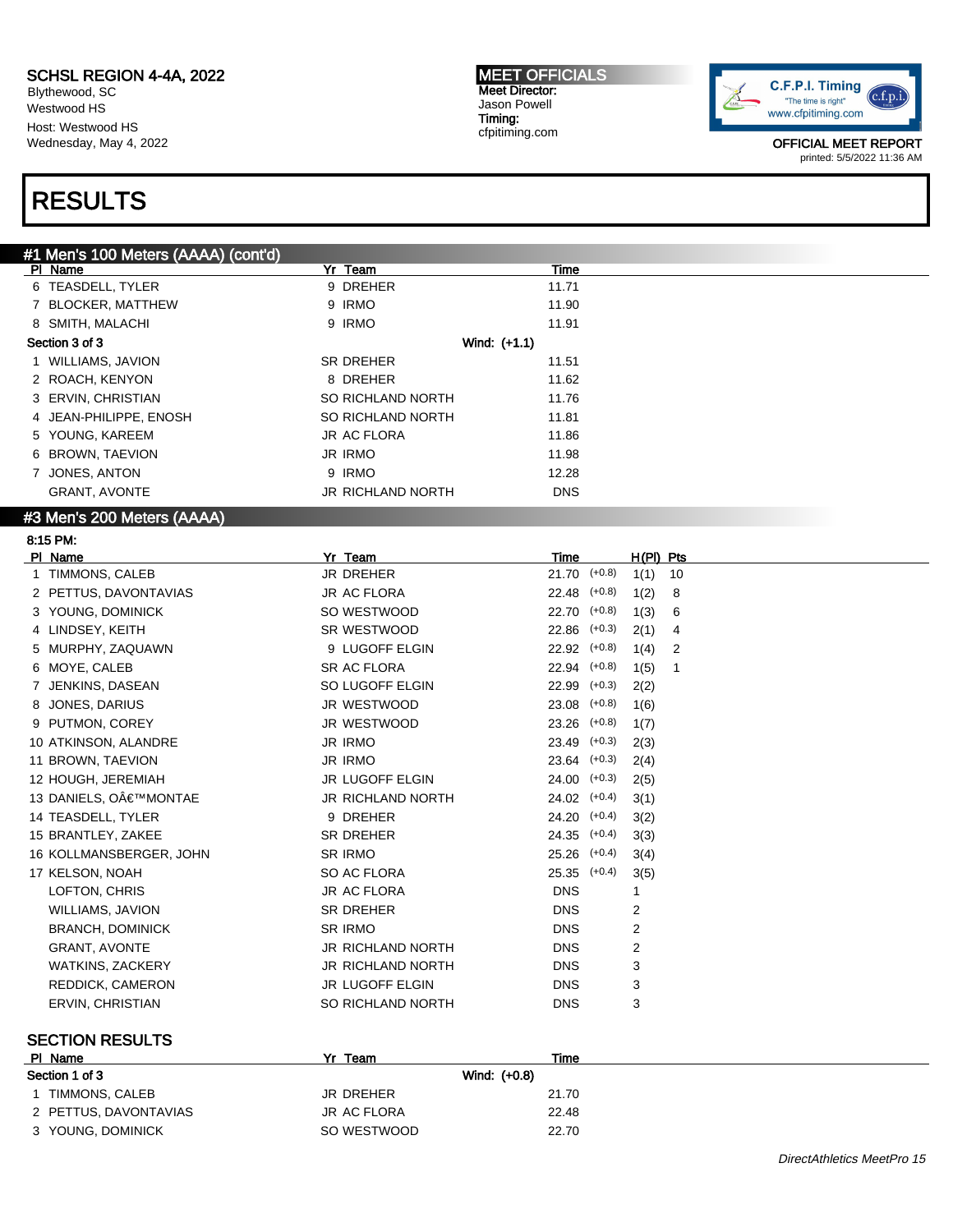SCHSL REGION 4-4A, 2022
Blythewood, SC
Westwood HS
Host: Westwood HS
Wednesday, May 4, 2022

**MEET OFFICIALS**
Meet Director:
Jason Powell
Timing:
cfpitiming.com

OFFICIAL MEET REPORT
printed: 5/5/2022 11:36 AM

# RESULTS

## #1 Men's 100 Meters (AAAA) (cont'd)

| Pl | Name | Yr | Team | Time |
|---|---|---|---|---|
| 6 | TEASDELL, TYLER | 9 | DREHER | 11.71 |
| 7 | BLOCKER, MATTHEW | 9 | IRMO | 11.90 |
| 8 | SMITH, MALACHI | 9 | IRMO | 11.91 |
| **Section 3 of 3** | | | **Wind: (+1.1)** | |
| 1 | WILLIAMS, JAVION | SR | DREHER | 11.51 |
| 2 | ROACH, KENYON | 8 | DREHER | 11.62 |
| 3 | ERVIN, CHRISTIAN | SO | RICHLAND NORTH | 11.76 |
| 4 | JEAN-PHILIPPE, ENOSH | SO | RICHLAND NORTH | 11.81 |
| 5 | YOUNG, KAREEM | JR | AC FLORA | 11.86 |
| 6 | BROWN, TAEVION | JR | IRMO | 11.98 |
| 7 | JONES, ANTON | 9 | IRMO | 12.28 |
| | GRANT, AVONTE | JR | RICHLAND NORTH | DNS |

## #3 Men's 200 Meters (AAAA)

8:15 PM:

| Pl | Name | Yr | Team | Time | Wind | H(Pl) | Pts |
|---|---|---|---|---|---|---|---|
| 1 | TIMMONS, CALEB | JR | DREHER | 21.70 | (+0.8) | 1(1) | 10 |
| 2 | PETTUS, DAVONTAVIAS | JR | AC FLORA | 22.48 | (+0.8) | 1(2) | 8 |
| 3 | YOUNG, DOMINICK | SO | WESTWOOD | 22.70 | (+0.8) | 1(3) | 6 |
| 4 | LINDSEY, KEITH | SR | WESTWOOD | 22.86 | (+0.3) | 2(1) | 4 |
| 5 | MURPHY, ZAQUAWN | 9 | LUGOFF ELGIN | 22.92 | (+0.8) | 1(4) | 2 |
| 6 | MOYE, CALEB | SR | AC FLORA | 22.94 | (+0.8) | 1(5) | 1 |
| 7 | JENKINS, DASEAN | SO | LUGOFF ELGIN | 22.99 | (+0.3) | 2(2) | |
| 8 | JONES, DARIUS | JR | WESTWOOD | 23.08 | (+0.8) | 1(6) | |
| 9 | PUTMON, COREY | JR | WESTWOOD | 23.26 | (+0.8) | 1(7) | |
| 10 | ATKINSON, ALANDRE | JR | IRMO | 23.49 | (+0.3) | 2(3) | |
| 11 | BROWN, TAEVION | JR | IRMO | 23.64 | (+0.3) | 2(4) | |
| 12 | HOUGH, JEREMIAH | JR | LUGOFF ELGIN | 24.00 | (+0.3) | 2(5) | |
| 13 | DANIELS, OÂ€™MONTAE | JR | RICHLAND NORTH | 24.02 | (+0.4) | 3(1) | |
| 14 | TEASDELL, TYLER | 9 | DREHER | 24.20 | (+0.4) | 3(2) | |
| 15 | BRANTLEY, ZAKEE | SR | DREHER | 24.35 | (+0.4) | 3(3) | |
| 16 | KOLLMANSBERGER, JOHN | SR | IRMO | 25.26 | (+0.4) | 3(4) | |
| 17 | KELSON, NOAH | SO | AC FLORA | 25.35 | (+0.4) | 3(5) | |
| | LOFTON, CHRIS | JR | AC FLORA | DNS | | 1 | |
| | WILLIAMS, JAVION | SR | DREHER | DNS | | 2 | |
| | BRANCH, DOMINICK | SR | IRMO | DNS | | 2 | |
| | GRANT, AVONTE | JR | RICHLAND NORTH | DNS | | 2 | |
| | WATKINS, ZACKERY | JR | RICHLAND NORTH | DNS | | 3 | |
| | REDDICK, CAMERON | JR | LUGOFF ELGIN | DNS | | 3 | |
| | ERVIN, CHRISTIAN | SO | RICHLAND NORTH | DNS | | 3 | |

### SECTION RESULTS

| Pl | Name | Yr | Team | Time |
|---|---|---|---|---|
| **Section 1 of 3** | | | **Wind: (+0.8)** | |
| 1 | TIMMONS, CALEB | JR | DREHER | 21.70 |
| 2 | PETTUS, DAVONTAVIAS | JR | AC FLORA | 22.48 |
| 3 | YOUNG, DOMINICK | SO | WESTWOOD | 22.70 |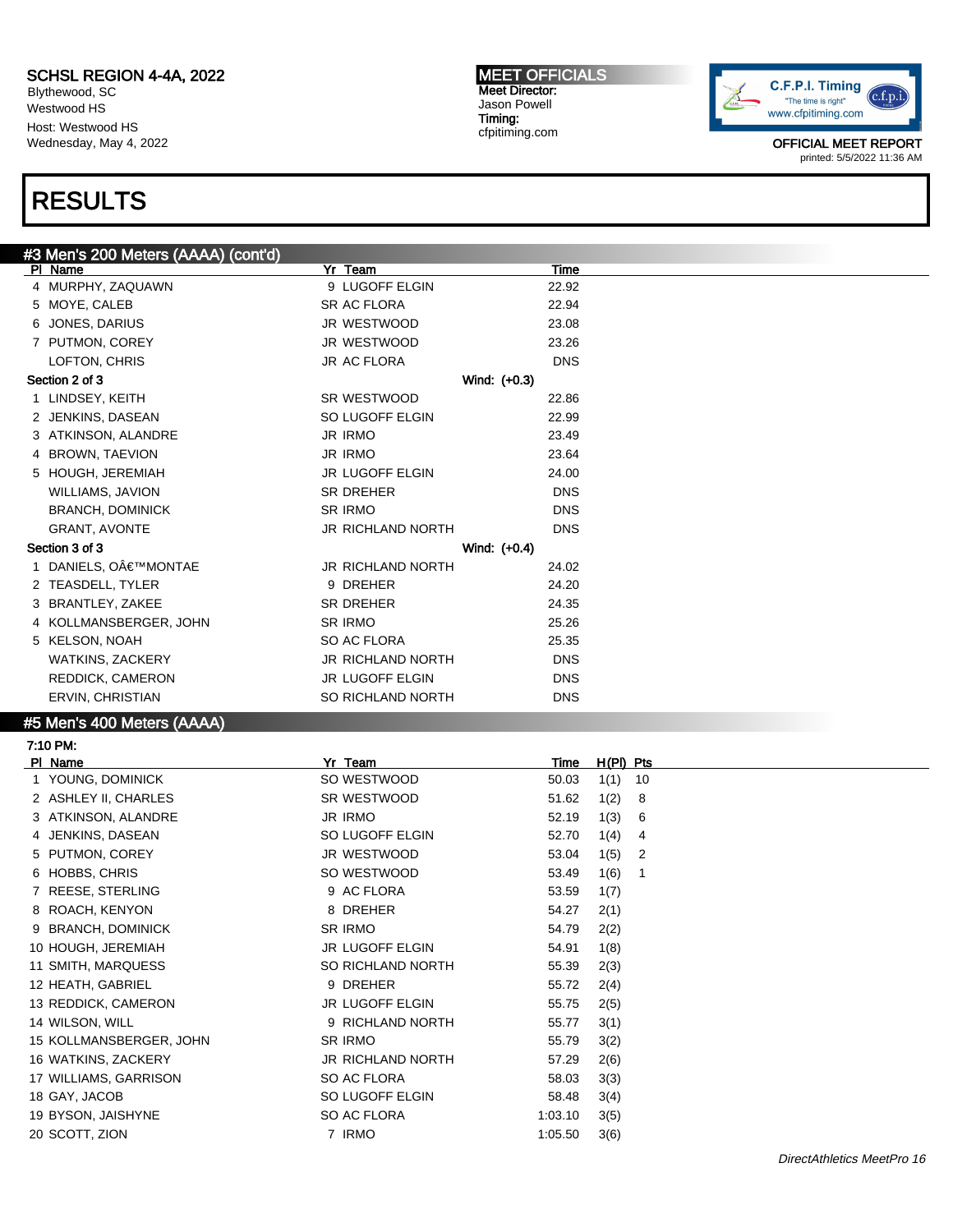SCHSL REGION 4-4A, 2022
Blythewood, SC
Westwood HS
Host: Westwood HS
Wednesday, May 4, 2022

MEET OFFICIALS
Meet Director:
Jason Powell
Timing:
cfpitiming.com

OFFICIAL MEET REPORT
printed: 5/5/2022 11:36 AM

# RESULTS

## #3 Men's 200 Meters (AAAA) (cont'd)

| Pl | Name | Yr | Team | Time |
|---|---|---|---|---|
| 4 | MURPHY, ZAQUAWN | 9 | LUGOFF ELGIN | 22.92 |
| 5 | MOYE, CALEB | SR | AC FLORA | 22.94 |
| 6 | JONES, DARIUS | JR | WESTWOOD | 23.08 |
| 7 | PUTMON, COREY | JR | WESTWOOD | 23.26 |
| | LOFTON, CHRIS | JR | AC FLORA | DNS |
| **Section 2 of 3** | | | Wind: (+0.3) | |
| 1 | LINDSEY, KEITH | SR | WESTWOOD | 22.86 |
| 2 | JENKINS, DASEAN | SO | LUGOFF ELGIN | 22.99 |
| 3 | ATKINSON, ALANDRE | JR | IRMO | 23.49 |
| 4 | BROWN, TAEVION | JR | IRMO | 23.64 |
| 5 | HOUGH, JEREMIAH | JR | LUGOFF ELGIN | 24.00 |
| | WILLIAMS, JAVION | SR | DREHER | DNS |
| | BRANCH, DOMINICK | SR | IRMO | DNS |
| | GRANT, AVONTE | JR | RICHLAND NORTH | DNS |
| **Section 3 of 3** | | | Wind: (+0.4) | |
| 1 | DANIELS, OÃ€™MONTAE | JR | RICHLAND NORTH | 24.02 |
| 2 | TEASDELL, TYLER | 9 | DREHER | 24.20 |
| 3 | BRANTLEY, ZAKEE | SR | DREHER | 24.35 |
| 4 | KOLLMANSBERGER, JOHN | SR | IRMO | 25.26 |
| 5 | KELSON, NOAH | SO | AC FLORA | 25.35 |
| | WATKINS, ZACKERY | JR | RICHLAND NORTH | DNS |
| | REDDICK, CAMERON | JR | LUGOFF ELGIN | DNS |
| | ERVIN, CHRISTIAN | SO | RICHLAND NORTH | DNS |

## #5 Men's 400 Meters (AAAA)

7:10 PM:

| Pl | Name | Yr | Team | Time | H(Pl) | Pts |
|---|---|---|---|---|---|---|
| 1 | YOUNG, DOMINICK | SO | WESTWOOD | 50.03 | 1(1) | 10 |
| 2 | ASHLEY II, CHARLES | SR | WESTWOOD | 51.62 | 1(2) | 8 |
| 3 | ATKINSON, ALANDRE | JR | IRMO | 52.19 | 1(3) | 6 |
| 4 | JENKINS, DASEAN | SO | LUGOFF ELGIN | 52.70 | 1(4) | 4 |
| 5 | PUTMON, COREY | JR | WESTWOOD | 53.04 | 1(5) | 2 |
| 6 | HOBBS, CHRIS | SO | WESTWOOD | 53.49 | 1(6) | 1 |
| 7 | REESE, STERLING | 9 | AC FLORA | 53.59 | 1(7) | |
| 8 | ROACH, KENYON | 8 | DREHER | 54.27 | 2(1) | |
| 9 | BRANCH, DOMINICK | SR | IRMO | 54.79 | 2(2) | |
| 10 | HOUGH, JEREMIAH | JR | LUGOFF ELGIN | 54.91 | 1(8) | |
| 11 | SMITH, MARQUESS | SO | RICHLAND NORTH | 55.39 | 2(3) | |
| 12 | HEATH, GABRIEL | 9 | DREHER | 55.72 | 2(4) | |
| 13 | REDDICK, CAMERON | JR | LUGOFF ELGIN | 55.75 | 2(5) | |
| 14 | WILSON, WILL | 9 | RICHLAND NORTH | 55.77 | 3(1) | |
| 15 | KOLLMANSBERGER, JOHN | SR | IRMO | 55.79 | 3(2) | |
| 16 | WATKINS, ZACKERY | JR | RICHLAND NORTH | 57.29 | 2(6) | |
| 17 | WILLIAMS, GARRISON | SO | AC FLORA | 58.03 | 3(3) | |
| 18 | GAY, JACOB | SO | LUGOFF ELGIN | 58.48 | 3(4) | |
| 19 | BYSON, JAISHYNE | SO | AC FLORA | 1:03.10 | 3(5) | |
| 20 | SCOTT, ZION | 7 | IRMO | 1:05.50 | 3(6) | |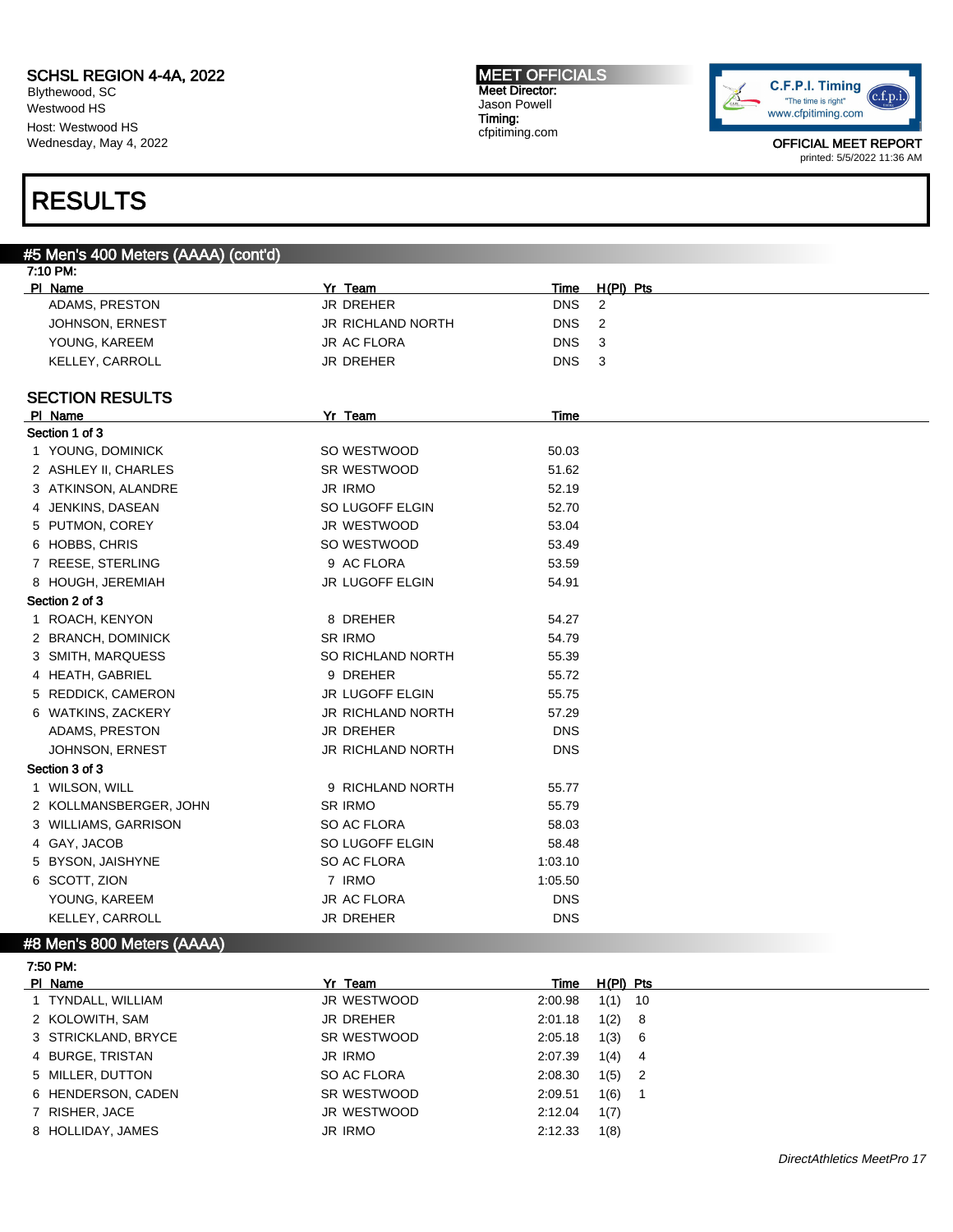SCHSL REGION 4-4A, 2022
Blythewood, SC
Westwood HS
Host: Westwood HS
Wednesday, May 4, 2022

MEET OFFICIALS
Meet Director:
Jason Powell
Timing:
cfpitiming.com

OFFICIAL MEET REPORT
printed: 5/5/2022 11:36 AM

# RESULTS

## #5 Men's 400 Meters (AAAA) (cont'd)

7:10 PM:

| Pl | Name | Yr | Team | Time | H(Pl) | Pts |
|---|---|---|---|---|---|---|
| | ADAMS, PRESTON | JR | DREHER | DNS | 2 | |
| | JOHNSON, ERNEST | JR | RICHLAND NORTH | DNS | 2 | |
| | YOUNG, KAREEM | JR | AC FLORA | DNS | 3 | |
| | KELLEY, CARROLL | JR | DREHER | DNS | 3 | |

### SECTION RESULTS

| Pl | Name | Yr | Team | Time |
|---|---|---|---|---|
| **Section 1 of 3** | | | | |
| 1 | YOUNG, DOMINICK | SO | WESTWOOD | 50.03 |
| 2 | ASHLEY II, CHARLES | SR | WESTWOOD | 51.62 |
| 3 | ATKINSON, ALANDRE | JR | IRMO | 52.19 |
| 4 | JENKINS, DASEAN | SO | LUGOFF ELGIN | 52.70 |
| 5 | PUTMON, COREY | JR | WESTWOOD | 53.04 |
| 6 | HOBBS, CHRIS | SO | WESTWOOD | 53.49 |
| 7 | REESE, STERLING | 9 | AC FLORA | 53.59 |
| 8 | HOUGH, JEREMIAH | JR | LUGOFF ELGIN | 54.91 |
| **Section 2 of 3** | | | | |
| 1 | ROACH, KENYON | 8 | DREHER | 54.27 |
| 2 | BRANCH, DOMINICK | SR | IRMO | 54.79 |
| 3 | SMITH, MARQUESS | SO | RICHLAND NORTH | 55.39 |
| 4 | HEATH, GABRIEL | 9 | DREHER | 55.72 |
| 5 | REDDICK, CAMERON | JR | LUGOFF ELGIN | 55.75 |
| 6 | WATKINS, ZACKERY | JR | RICHLAND NORTH | 57.29 |
| | ADAMS, PRESTON | JR | DREHER | DNS |
| | JOHNSON, ERNEST | JR | RICHLAND NORTH | DNS |
| **Section 3 of 3** | | | | |
| 1 | WILSON, WILL | 9 | RICHLAND NORTH | 55.77 |
| 2 | KOLLMANSBERGER, JOHN | SR | IRMO | 55.79 |
| 3 | WILLIAMS, GARRISON | SO | AC FLORA | 58.03 |
| 4 | GAY, JACOB | SO | LUGOFF ELGIN | 58.48 |
| 5 | BYSON, JAISHYNE | SO | AC FLORA | 1:03.10 |
| 6 | SCOTT, ZION | 7 | IRMO | 1:05.50 |
| | YOUNG, KAREEM | JR | AC FLORA | DNS |
| | KELLEY, CARROLL | JR | DREHER | DNS |

## #8 Men's 800 Meters (AAAA)

7:50 PM:

| Pl | Name | Yr | Team | Time | H(Pl) | Pts |
|---|---|---|---|---|---|---|
| 1 | TYNDALL, WILLIAM | JR | WESTWOOD | 2:00.98 | 1(1) | 10 |
| 2 | KOLOWITH, SAM | JR | DREHER | 2:01.18 | 1(2) | 8 |
| 3 | STRICKLAND, BRYCE | SR | WESTWOOD | 2:05.18 | 1(3) | 6 |
| 4 | BURGE, TRISTAN | JR | IRMO | 2:07.39 | 1(4) | 4 |
| 5 | MILLER, DUTTON | SO | AC FLORA | 2:08.30 | 1(5) | 2 |
| 6 | HENDERSON, CADEN | SR | WESTWOOD | 2:09.51 | 1(6) | 1 |
| 7 | RISHER, JACE | JR | WESTWOOD | 2:12.04 | 1(7) | |
| 8 | HOLLIDAY, JAMES | JR | IRMO | 2:12.33 | 1(8) | |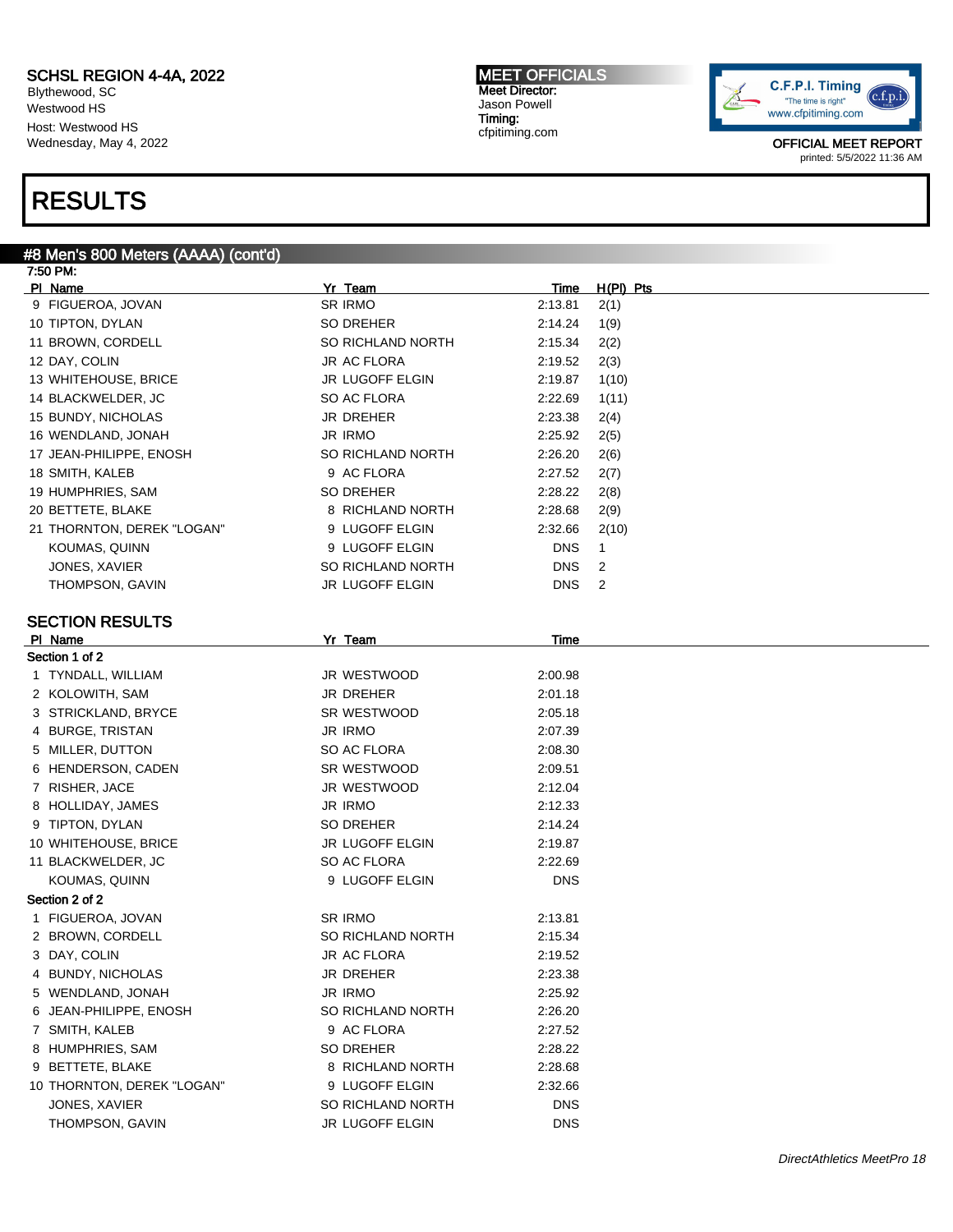SCHSL REGION 4-4A, 2022
Blythewood, SC
Westwood HS
Host: Westwood HS
Wednesday, May 4, 2022

MEET OFFICIALS
Meet Director:
Jason Powell
Timing:
cfpitiming.com

OFFICIAL MEET REPORT
printed: 5/5/2022 11:36 AM

# RESULTS

## #8 Men's 800 Meters (AAAA) (cont'd)

7:50 PM:

| Pl | Name | Yr | Team | Time | H(Pl) | Pts |
|---|---|---|---|---|---|---|
| 9 | FIGUEROA, JOVAN | SR | IRMO | 2:13.81 | 2(1) | |
| 10 | TIPTON, DYLAN | SO | DREHER | 2:14.24 | 1(9) | |
| 11 | BROWN, CORDELL | SO | RICHLAND NORTH | 2:15.34 | 2(2) | |
| 12 | DAY, COLIN | JR | AC FLORA | 2:19.52 | 2(3) | |
| 13 | WHITEHOUSE, BRICE | JR | LUGOFF ELGIN | 2:19.87 | 1(10) | |
| 14 | BLACKWELDER, JC | SO | AC FLORA | 2:22.69 | 1(11) | |
| 15 | BUNDY, NICHOLAS | JR | DREHER | 2:23.38 | 2(4) | |
| 16 | WENDLAND, JONAH | JR | IRMO | 2:25.92 | 2(5) | |
| 17 | JEAN-PHILIPPE, ENOSH | SO | RICHLAND NORTH | 2:26.20 | 2(6) | |
| 18 | SMITH, KALEB | 9 | AC FLORA | 2:27.52 | 2(7) | |
| 19 | HUMPHRIES, SAM | SO | DREHER | 2:28.22 | 2(8) | |
| 20 | BETTETE, BLAKE | 8 | RICHLAND NORTH | 2:28.68 | 2(9) | |
| 21 | THORNTON, DEREK "LOGAN" | 9 | LUGOFF ELGIN | 2:32.66 | 2(10) | |
| | KOUMAS, QUINN | 9 | LUGOFF ELGIN | DNS | 1 | |
| | JONES, XAVIER | SO | RICHLAND NORTH | DNS | 2 | |
| | THOMPSON, GAVIN | JR | LUGOFF ELGIN | DNS | 2 | |

### SECTION RESULTS

| Pl | Name | Yr | Team | Time |
|---|---|---|---|---|
| **Section 1 of 2** | | | | |
| 1 | TYNDALL, WILLIAM | JR | WESTWOOD | 2:00.98 |
| 2 | KOLOWITH, SAM | JR | DREHER | 2:01.18 |
| 3 | STRICKLAND, BRYCE | SR | WESTWOOD | 2:05.18 |
| 4 | BURGE, TRISTAN | JR | IRMO | 2:07.39 |
| 5 | MILLER, DUTTON | SO | AC FLORA | 2:08.30 |
| 6 | HENDERSON, CADEN | SR | WESTWOOD | 2:09.51 |
| 7 | RISHER, JACE | JR | WESTWOOD | 2:12.04 |
| 8 | HOLLIDAY, JAMES | JR | IRMO | 2:12.33 |
| 9 | TIPTON, DYLAN | SO | DREHER | 2:14.24 |
| 10 | WHITEHOUSE, BRICE | JR | LUGOFF ELGIN | 2:19.87 |
| 11 | BLACKWELDER, JC | SO | AC FLORA | 2:22.69 |
| | KOUMAS, QUINN | 9 | LUGOFF ELGIN | DNS |
| **Section 2 of 2** | | | | |
| 1 | FIGUEROA, JOVAN | SR | IRMO | 2:13.81 |
| 2 | BROWN, CORDELL | SO | RICHLAND NORTH | 2:15.34 |
| 3 | DAY, COLIN | JR | AC FLORA | 2:19.52 |
| 4 | BUNDY, NICHOLAS | JR | DREHER | 2:23.38 |
| 5 | WENDLAND, JONAH | JR | IRMO | 2:25.92 |
| 6 | JEAN-PHILIPPE, ENOSH | SO | RICHLAND NORTH | 2:26.20 |
| 7 | SMITH, KALEB | 9 | AC FLORA | 2:27.52 |
| 8 | HUMPHRIES, SAM | SO | DREHER | 2:28.22 |
| 9 | BETTETE, BLAKE | 8 | RICHLAND NORTH | 2:28.68 |
| 10 | THORNTON, DEREK "LOGAN" | 9 | LUGOFF ELGIN | 2:32.66 |
| | JONES, XAVIER | SO | RICHLAND NORTH | DNS |
| | THOMPSON, GAVIN | JR | LUGOFF ELGIN | DNS |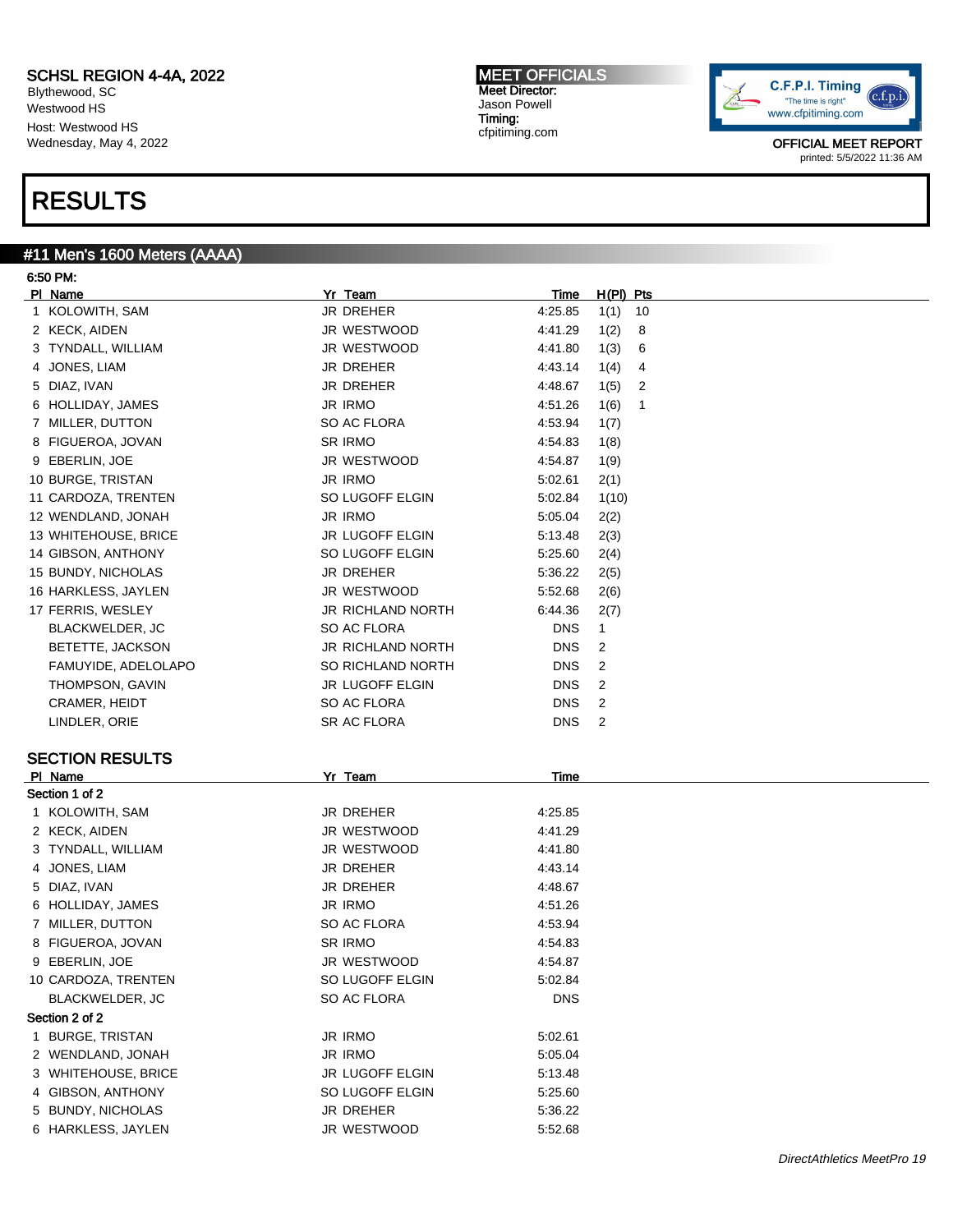**SCHSL REGION 4-4A, 2022**
Blythewood, SC
Westwood HS
Host: Westwood HS
Wednesday, May 4, 2022

**MEET OFFICIALS**
Meet Director:
Jason Powell
Timing:
cfpitiming.com

C.F.P.I. Timing
"The time is right"
www.cfpitiming.com

OFFICIAL MEET REPORT
printed: 5/5/2022 11:36 AM

# RESULTS

## #11 Men's 1600 Meters (AAAA)

6:50 PM:

| Pl | Name | Yr | Team | Time | H(Pl) | Pts |
|---|---|---|---|---|---|---|
| 1 | KOLOWITH, SAM | JR | DREHER | 4:25.85 | 1(1) | 10 |
| 2 | KECK, AIDEN | JR | WESTWOOD | 4:41.29 | 1(2) | 8 |
| 3 | TYNDALL, WILLIAM | JR | WESTWOOD | 4:41.80 | 1(3) | 6 |
| 4 | JONES, LIAM | JR | DREHER | 4:43.14 | 1(4) | 4 |
| 5 | DIAZ, IVAN | JR | DREHER | 4:48.67 | 1(5) | 2 |
| 6 | HOLLIDAY, JAMES | JR | IRMO | 4:51.26 | 1(6) | 1 |
| 7 | MILLER, DUTTON | SO | AC FLORA | 4:53.94 | 1(7) | |
| 8 | FIGUEROA, JOVAN | SR | IRMO | 4:54.83 | 1(8) | |
| 9 | EBERLIN, JOE | JR | WESTWOOD | 4:54.87 | 1(9) | |
| 10 | BURGE, TRISTAN | JR | IRMO | 5:02.61 | 2(1) | |
| 11 | CARDOZA, TRENTEN | SO | LUGOFF ELGIN | 5:02.84 | 1(10) | |
| 12 | WENDLAND, JONAH | JR | IRMO | 5:05.04 | 2(2) | |
| 13 | WHITEHOUSE, BRICE | JR | LUGOFF ELGIN | 5:13.48 | 2(3) | |
| 14 | GIBSON, ANTHONY | SO | LUGOFF ELGIN | 5:25.60 | 2(4) | |
| 15 | BUNDY, NICHOLAS | JR | DREHER | 5:36.22 | 2(5) | |
| 16 | HARKLESS, JAYLEN | JR | WESTWOOD | 5:52.68 | 2(6) | |
| 17 | FERRIS, WESLEY | JR | RICHLAND NORTH | 6:44.36 | 2(7) | |
| | BLACKWELDER, JC | SO | AC FLORA | DNS | 1 | |
| | BETETTE, JACKSON | JR | RICHLAND NORTH | DNS | 2 | |
| | FAMUYIDE, ADELOLAPO | SO | RICHLAND NORTH | DNS | 2 | |
| | THOMPSON, GAVIN | JR | LUGOFF ELGIN | DNS | 2 | |
| | CRAMER, HEIDT | SO | AC FLORA | DNS | 2 | |
| | LINDLER, ORIE | SR | AC FLORA | DNS | 2 | |

### SECTION RESULTS

| Pl | Name | Yr | Team | Time |
|---|---|---|---|---|
| **Section 1 of 2** | | | | |
| 1 | KOLOWITH, SAM | JR | DREHER | 4:25.85 |
| 2 | KECK, AIDEN | JR | WESTWOOD | 4:41.29 |
| 3 | TYNDALL, WILLIAM | JR | WESTWOOD | 4:41.80 |
| 4 | JONES, LIAM | JR | DREHER | 4:43.14 |
| 5 | DIAZ, IVAN | JR | DREHER | 4:48.67 |
| 6 | HOLLIDAY, JAMES | JR | IRMO | 4:51.26 |
| 7 | MILLER, DUTTON | SO | AC FLORA | 4:53.94 |
| 8 | FIGUEROA, JOVAN | SR | IRMO | 4:54.83 |
| 9 | EBERLIN, JOE | JR | WESTWOOD | 4:54.87 |
| 10 | CARDOZA, TRENTEN | SO | LUGOFF ELGIN | 5:02.84 |
| | BLACKWELDER, JC | SO | AC FLORA | DNS |
| **Section 2 of 2** | | | | |
| 1 | BURGE, TRISTAN | JR | IRMO | 5:02.61 |
| 2 | WENDLAND, JONAH | JR | IRMO | 5:05.04 |
| 3 | WHITEHOUSE, BRICE | JR | LUGOFF ELGIN | 5:13.48 |
| 4 | GIBSON, ANTHONY | SO | LUGOFF ELGIN | 5:25.60 |
| 5 | BUNDY, NICHOLAS | JR | DREHER | 5:36.22 |
| 6 | HARKLESS, JAYLEN | JR | WESTWOOD | 5:52.68 |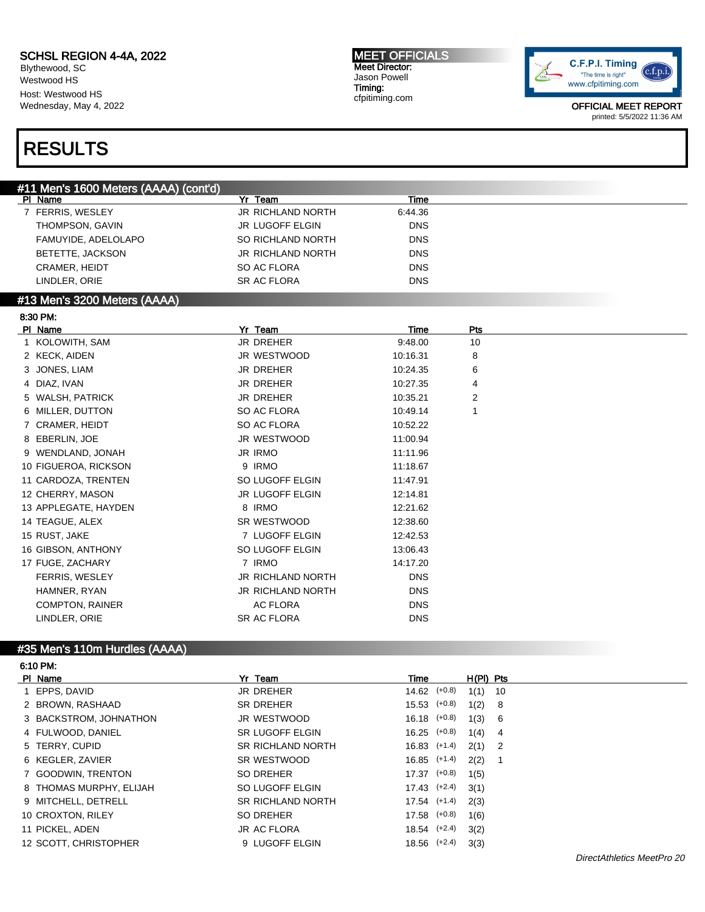SCHSL REGION 4-4A, 2022
Blythewood, SC
Westwood HS
Host: Westwood HS
Wednesday, May 4, 2022

MEET OFFICIALS
Meet Director:
Jason Powell
Timing:
cfpitiming.com

OFFICIAL MEET REPORT
printed: 5/5/2022 11:36 AM

# RESULTS

## #11 Men's 1600 Meters (AAAA) (cont'd)

| Pl | Name | Yr | Team | Time |
|---|---|---|---|---|
| 7 | FERRIS, WESLEY | JR | RICHLAND NORTH | 6:44.36 |
| | THOMPSON, GAVIN | JR | LUGOFF ELGIN | DNS |
| | FAMUYIDE, ADELOLAPO | SO | RICHLAND NORTH | DNS |
| | BETETTE, JACKSON | JR | RICHLAND NORTH | DNS |
| | CRAMER, HEIDT | SO | AC FLORA | DNS |
| | LINDLER, ORIE | SR | AC FLORA | DNS |

## #13 Men's 3200 Meters (AAAA)

8:30 PM:

| Pl | Name | Yr | Team | Time | Pts |
|---|---|---|---|---|---|
| 1 | KOLOWITH, SAM | JR | DREHER | 9:48.00 | 10 |
| 2 | KECK, AIDEN | JR | WESTWOOD | 10:16.31 | 8 |
| 3 | JONES, LIAM | JR | DREHER | 10:24.35 | 6 |
| 4 | DIAZ, IVAN | JR | DREHER | 10:27.35 | 4 |
| 5 | WALSH, PATRICK | JR | DREHER | 10:35.21 | 2 |
| 6 | MILLER, DUTTON | SO | AC FLORA | 10:49.14 | 1 |
| 7 | CRAMER, HEIDT | SO | AC FLORA | 10:52.22 | |
| 8 | EBERLIN, JOE | JR | WESTWOOD | 11:00.94 | |
| 9 | WENDLAND, JONAH | JR | IRMO | 11:11.96 | |
| 10 | FIGUEROA, RICKSON | 9 | IRMO | 11:18.67 | |
| 11 | CARDOZA, TRENTEN | SO | LUGOFF ELGIN | 11:47.91 | |
| 12 | CHERRY, MASON | JR | LUGOFF ELGIN | 12:14.81 | |
| 13 | APPLEGATE, HAYDEN | 8 | IRMO | 12:21.62 | |
| 14 | TEAGUE, ALEX | SR | WESTWOOD | 12:38.60 | |
| 15 | RUST, JAKE | 7 | LUGOFF ELGIN | 12:42.53 | |
| 16 | GIBSON, ANTHONY | SO | LUGOFF ELGIN | 13:06.43 | |
| 17 | FUGE, ZACHARY | 7 | IRMO | 14:17.20 | |
| | FERRIS, WESLEY | JR | RICHLAND NORTH | DNS | |
| | HAMNER, RYAN | JR | RICHLAND NORTH | DNS | |
| | COMPTON, RAINER | | AC FLORA | DNS | |
| | LINDLER, ORIE | SR | AC FLORA | DNS | |

## #35 Men's 110m Hurdles (AAAA)

6:10 PM:

| Pl | Name | Yr | Team | Time | Wind | H(Pl) | Pts |
|---|---|---|---|---|---|---|---|
| 1 | EPPS, DAVID | JR | DREHER | 14.62 | (+0.8) | 1(1) | 10 |
| 2 | BROWN, RASHAAD | SR | DREHER | 15.53 | (+0.8) | 1(2) | 8 |
| 3 | BACKSTROM, JOHNATHON | JR | WESTWOOD | 16.18 | (+0.8) | 1(3) | 6 |
| 4 | FULWOOD, DANIEL | SR | LUGOFF ELGIN | 16.25 | (+0.8) | 1(4) | 4 |
| 5 | TERRY, CUPID | SR | RICHLAND NORTH | 16.83 | (+1.4) | 2(1) | 2 |
| 6 | KEGLER, ZAVIER | SR | WESTWOOD | 16.85 | (+1.4) | 2(2) | 1 |
| 7 | GOODWIN, TRENTON | SO | DREHER | 17.37 | (+0.8) | 1(5) | |
| 8 | THOMAS MURPHY, ELIJAH | SO | LUGOFF ELGIN | 17.43 | (+2.4) | 3(1) | |
| 9 | MITCHELL, DETRELL | SR | RICHLAND NORTH | 17.54 | (+1.4) | 2(3) | |
| 10 | CROXTON, RILEY | SO | DREHER | 17.58 | (+0.8) | 1(6) | |
| 11 | PICKEL, ADEN | JR | AC FLORA | 18.54 | (+2.4) | 3(2) | |
| 12 | SCOTT, CHRISTOPHER | 9 | LUGOFF ELGIN | 18.56 | (+2.4) | 3(3) | |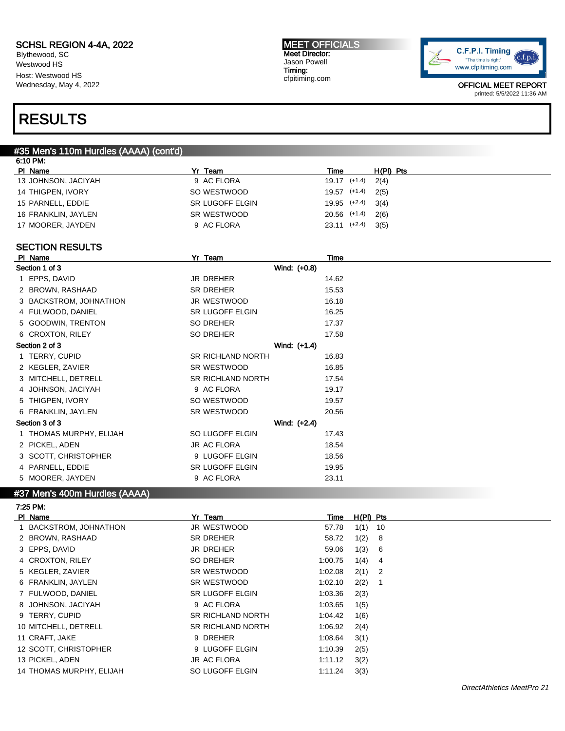SCHSL REGION 4-4A, 2022
Blythewood, SC
Westwood HS
Host: Westwood HS
Wednesday, May 4, 2022

MEET OFFICIALS
Meet Director:
Jason Powell
Timing:
cfpitiming.com

OFFICIAL MEET REPORT
printed: 5/5/2022 11:36 AM

# RESULTS

## #35 Men's 110m Hurdles (AAAA) (cont'd)

6:10 PM:

| Pl | Name | Yr | Team | Time | Wind | H(Pl) | Pts |
|---|---|---|---|---|---|---|---|
| 13 | JOHNSON, JACIYAH | 9 | AC FLORA | 19.17 | (+1.4) | 2(4) | |
| 14 | THIGPEN, IVORY | SO | WESTWOOD | 19.57 | (+1.4) | 2(5) | |
| 15 | PARNELL, EDDIE | SR | LUGOFF ELGIN | 19.95 | (+2.4) | 3(4) | |
| 16 | FRANKLIN, JAYLEN | SR | WESTWOOD | 20.56 | (+1.4) | 2(6) | |
| 17 | MOORER, JAYDEN | 9 | AC FLORA | 23.11 | (+2.4) | 3(5) | |

### SECTION RESULTS

| Pl | Name | Yr | Team | Time |
|---|---|---|---|---|
| **Section 1 of 3** | | | Wind: (+0.8) | |
| 1 | EPPS, DAVID | JR | DREHER | 14.62 |
| 2 | BROWN, RASHAAD | SR | DREHER | 15.53 |
| 3 | BACKSTROM, JOHNATHON | JR | WESTWOOD | 16.18 |
| 4 | FULWOOD, DANIEL | SR | LUGOFF ELGIN | 16.25 |
| 5 | GOODWIN, TRENTON | SO | DREHER | 17.37 |
| 6 | CROXTON, RILEY | SO | DREHER | 17.58 |
| **Section 2 of 3** | | | Wind: (+1.4) | |
| 1 | TERRY, CUPID | SR | RICHLAND NORTH | 16.83 |
| 2 | KEGLER, ZAVIER | SR | WESTWOOD | 16.85 |
| 3 | MITCHELL, DETRELL | SR | RICHLAND NORTH | 17.54 |
| 4 | JOHNSON, JACIYAH | 9 | AC FLORA | 19.17 |
| 5 | THIGPEN, IVORY | SO | WESTWOOD | 19.57 |
| 6 | FRANKLIN, JAYLEN | SR | WESTWOOD | 20.56 |
| **Section 3 of 3** | | | Wind: (+2.4) | |
| 1 | THOMAS MURPHY, ELIJAH | SO | LUGOFF ELGIN | 17.43 |
| 2 | PICKEL, ADEN | JR | AC FLORA | 18.54 |
| 3 | SCOTT, CHRISTOPHER | 9 | LUGOFF ELGIN | 18.56 |
| 4 | PARNELL, EDDIE | SR | LUGOFF ELGIN | 19.95 |
| 5 | MOORER, JAYDEN | 9 | AC FLORA | 23.11 |

## #37 Men's 400m Hurdles (AAAA)

7:25 PM:

| Pl | Name | Yr | Team | Time | H(Pl) | Pts |
|---|---|---|---|---|---|---|
| 1 | BACKSTROM, JOHNATHON | JR | WESTWOOD | 57.78 | 1(1) | 10 |
| 2 | BROWN, RASHAAD | SR | DREHER | 58.72 | 1(2) | 8 |
| 3 | EPPS, DAVID | JR | DREHER | 59.06 | 1(3) | 6 |
| 4 | CROXTON, RILEY | SO | DREHER | 1:00.75 | 1(4) | 4 |
| 5 | KEGLER, ZAVIER | SR | WESTWOOD | 1:02.08 | 2(1) | 2 |
| 6 | FRANKLIN, JAYLEN | SR | WESTWOOD | 1:02.10 | 2(2) | 1 |
| 7 | FULWOOD, DANIEL | SR | LUGOFF ELGIN | 1:03.36 | 2(3) | |
| 8 | JOHNSON, JACIYAH | 9 | AC FLORA | 1:03.65 | 1(5) | |
| 9 | TERRY, CUPID | SR | RICHLAND NORTH | 1:04.42 | 1(6) | |
| 10 | MITCHELL, DETRELL | SR | RICHLAND NORTH | 1:06.92 | 2(4) | |
| 11 | CRAFT, JAKE | 9 | DREHER | 1:08.64 | 3(1) | |
| 12 | SCOTT, CHRISTOPHER | 9 | LUGOFF ELGIN | 1:10.39 | 2(5) | |
| 13 | PICKEL, ADEN | JR | AC FLORA | 1:11.12 | 3(2) | |
| 14 | THOMAS MURPHY, ELIJAH | SO | LUGOFF ELGIN | 1:11.24 | 3(3) | |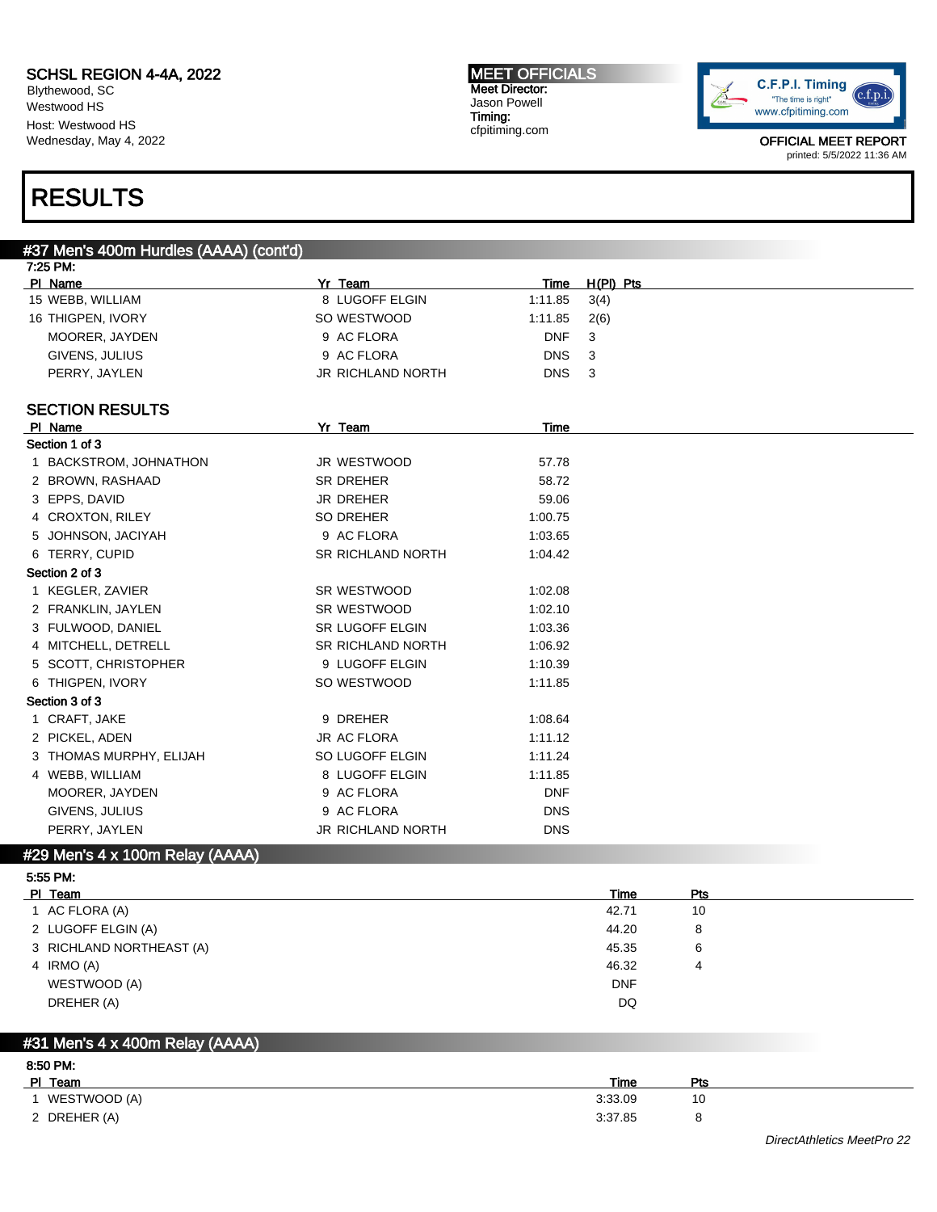SCHSL REGION 4-4A, 2022
Blythewood, SC
Westwood HS
Host: Westwood HS
Wednesday, May 4, 2022

MEET OFFICIALS
Meet Director:
Jason Powell
Timing:
cfpitiming.com

OFFICIAL MEET REPORT
printed: 5/5/2022 11:36 AM

# RESULTS

## #37 Men's 400m Hurdles (AAAA) (cont'd)

7:25 PM:

| Pl | Name | Yr | Team | Time | H(Pl) | Pts |
|---|---|---|---|---|---|---|
| 15 | WEBB, WILLIAM | 8 | LUGOFF ELGIN | 1:11.85 | 3(4) | |
| 16 | THIGPEN, IVORY | SO | WESTWOOD | 1:11.85 | 2(6) | |
| | MOORER, JAYDEN | 9 | AC FLORA | DNF | 3 | |
| | GIVENS, JULIUS | 9 | AC FLORA | DNS | 3 | |
| | PERRY, JAYLEN | JR | RICHLAND NORTH | DNS | 3 | |

### SECTION RESULTS

| Pl | Name | Yr | Team | Time |
|---|---|---|---|---|
| **Section 1 of 3** | | | | |
| 1 | BACKSTROM, JOHNATHON | JR | WESTWOOD | 57.78 |
| 2 | BROWN, RASHAAD | SR | DREHER | 58.72 |
| 3 | EPPS, DAVID | JR | DREHER | 59.06 |
| 4 | CROXTON, RILEY | SO | DREHER | 1:00.75 |
| 5 | JOHNSON, JACIYAH | 9 | AC FLORA | 1:03.65 |
| 6 | TERRY, CUPID | SR | RICHLAND NORTH | 1:04.42 |
| **Section 2 of 3** | | | | |
| 1 | KEGLER, ZAVIER | SR | WESTWOOD | 1:02.08 |
| 2 | FRANKLIN, JAYLEN | SR | WESTWOOD | 1:02.10 |
| 3 | FULWOOD, DANIEL | SR | LUGOFF ELGIN | 1:03.36 |
| 4 | MITCHELL, DETRELL | SR | RICHLAND NORTH | 1:06.92 |
| 5 | SCOTT, CHRISTOPHER | 9 | LUGOFF ELGIN | 1:10.39 |
| 6 | THIGPEN, IVORY | SO | WESTWOOD | 1:11.85 |
| **Section 3 of 3** | | | | |
| 1 | CRAFT, JAKE | 9 | DREHER | 1:08.64 |
| 2 | PICKEL, ADEN | JR | AC FLORA | 1:11.12 |
| 3 | THOMAS MURPHY, ELIJAH | SO | LUGOFF ELGIN | 1:11.24 |
| 4 | WEBB, WILLIAM | 8 | LUGOFF ELGIN | 1:11.85 |
| | MOORER, JAYDEN | 9 | AC FLORA | DNF |
| | GIVENS, JULIUS | 9 | AC FLORA | DNS |
| | PERRY, JAYLEN | JR | RICHLAND NORTH | DNS |

## #29 Men's 4 x 100m Relay (AAAA)

5:55 PM:

| Pl | Team | Time | Pts |
|---|---|---|---|
| 1 | AC FLORA (A) | 42.71 | 10 |
| 2 | LUGOFF ELGIN (A) | 44.20 | 8 |
| 3 | RICHLAND NORTHEAST (A) | 45.35 | 6 |
| 4 | IRMO (A) | 46.32 | 4 |
| | WESTWOOD (A) | DNF | |
| | DREHER (A) | DQ | |

## #31 Men's 4 x 400m Relay (AAAA)

8:50 PM:

| Pl | Team | Time | Pts |
|---|---|---|---|
| 1 | WESTWOOD (A) | 3:33.09 | 10 |
| 2 | DREHER (A) | 3:37.85 | 8 |

*DirectAthletics MeetPro 22*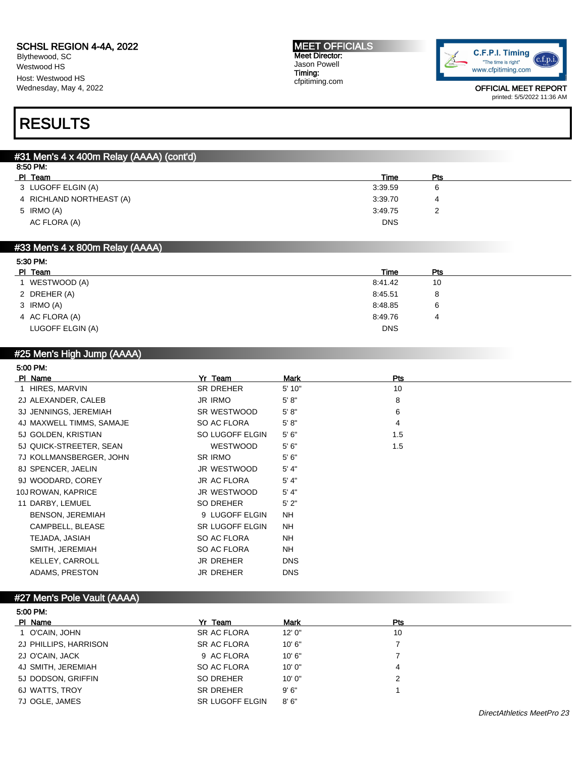SCHSL REGION 4-4A, 2022
Blythewood, SC
Westwood HS
Host: Westwood HS
Wednesday, May 4, 2022

MEET OFFICIALS
Meet Director:
Jason Powell
Timing:
cfpitiming.com

OFFICIAL MEET REPORT
printed: 5/5/2022 11:36 AM

# RESULTS

## #31 Men's 4 x 400m Relay (AAAA) (cont'd)

8:50 PM:

| Pl | Team | Time | Pts |
|---|---|---|---|
| 3 | LUGOFF ELGIN (A) | 3:39.59 | 6 |
| 4 | RICHLAND NORTHEAST (A) | 3:39.70 | 4 |
| 5 | IRMO (A) | 3:49.75 | 2 |
| | AC FLORA (A) | DNS | |

## #33 Men's 4 x 800m Relay (AAAA)

5:30 PM:

| Pl | Team | Time | Pts |
|---|---|---|---|
| 1 | WESTWOOD (A) | 8:41.42 | 10 |
| 2 | DREHER (A) | 8:45.51 | 8 |
| 3 | IRMO (A) | 8:48.85 | 6 |
| 4 | AC FLORA (A) | 8:49.76 | 4 |
| | LUGOFF ELGIN (A) | DNS | |

## #25 Men's High Jump (AAAA)

5:00 PM:

| Pl | Name | Yr | Team | Mark | Pts |
|---|---|---|---|---|---|
| 1 | HIRES, MARVIN | SR | DREHER | 5' 10" | 10 |
| 2J | ALEXANDER, CALEB | JR | IRMO | 5' 8" | 8 |
| 3J | JENNINGS, JEREMIAH | SR | WESTWOOD | 5' 8" | 6 |
| 4J | MAXWELL TIMMS, SAMAJE | SO | AC FLORA | 5' 8" | 4 |
| 5J | GOLDEN, KRISTIAN | SO | LUGOFF ELGIN | 5' 6" | 1.5 |
| 5J | QUICK-STREETER, SEAN | | WESTWOOD | 5' 6" | 1.5 |
| 7J | KOLLMANSBERGER, JOHN | SR | IRMO | 5' 6" | |
| 8J | SPENCER, JAELIN | JR | WESTWOOD | 5' 4" | |
| 9J | WOODARD, COREY | JR | AC FLORA | 5' 4" | |
| 10J | ROWAN, KAPRICE | JR | WESTWOOD | 5' 4" | |
| 11 | DARBY, LEMUEL | SO | DREHER | 5' 2" | |
| | BENSON, JEREMIAH | 9 | LUGOFF ELGIN | NH | |
| | CAMPBELL, BLEASE | SR | LUGOFF ELGIN | NH | |
| | TEJADA, JASIAH | SO | AC FLORA | NH | |
| | SMITH, JEREMIAH | SO | AC FLORA | NH | |
| | KELLEY, CARROLL | JR | DREHER | DNS | |
| | ADAMS, PRESTON | JR | DREHER | DNS | |

## #27 Men's Pole Vault (AAAA)

5:00 PM:

| Pl | Name | Yr | Team | Mark | Pts |
|---|---|---|---|---|---|
| 1 | O'CAIN, JOHN | SR | AC FLORA | 12' 0" | 10 |
| 2J | PHILLIPS, HARRISON | SR | AC FLORA | 10' 6" | 7 |
| 2J | O'CAIN, JACK | 9 | AC FLORA | 10' 6" | 7 |
| 4J | SMITH, JEREMIAH | SO | AC FLORA | 10' 0" | 4 |
| 5J | DODSON, GRIFFIN | SO | DREHER | 10' 0" | 2 |
| 6J | WATTS, TROY | SR | DREHER | 9' 6" | 1 |
| 7J | OGLE, JAMES | SR | LUGOFF ELGIN | 8' 6" | |

DirectAthletics MeetPro 23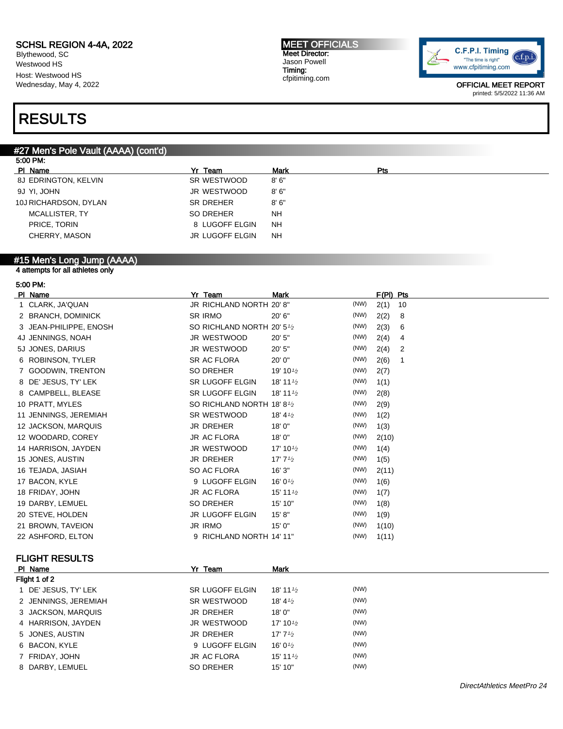# SCHSL REGION 4-4A, 2022

Blythewood, SC
Westwood HS
Host: Westwood HS
Wednesday, May 4, 2022

**MEET OFFICIALS**
Meet Director:
Jason Powell
Timing:
cfpitiming.com

C.F.P.I. Timing
"The time is right"
www.cfpitiming.com

OFFICIAL MEET REPORT
printed: 5/5/2022 11:36 AM

# RESULTS

## #27 Men's Pole Vault (AAAA) (cont'd)

5:00 PM:

| Pl | Name | Yr | Team | Mark | Pts |
|---|---|---|---|---|---|
| 8J | EDRINGTON, KELVIN | SR | WESTWOOD | 8' 6" | |
| 9J | YI, JOHN | JR | WESTWOOD | 8' 6" | |
| 10J | RICHARDSON, DYLAN | SR | DREHER | 8' 6" | |
| | MCALLISTER, TY | SO | DREHER | NH | |
| | PRICE, TORIN | 8 | LUGOFF ELGIN | NH | |
| | CHERRY, MASON | JR | LUGOFF ELGIN | NH | |

## #15 Men's Long Jump (AAAA)

4 attempts for all athletes only

5:00 PM:

| Pl | Name | Yr | Team | Mark | | F(Pl) | Pts |
|---|---|---|---|---|---|---|---|
| 1 | CLARK, JA'QUAN | JR | RICHLAND NORTH | 20' 8" | (NW) | 2(1) | 10 |
| 2 | BRANCH, DOMINICK | SR | IRMO | 20' 6" | (NW) | 2(2) | 8 |
| 3 | JEAN-PHILIPPE, ENOSH | SO | RICHLAND NORTH | 20' 5½ | (NW) | 2(3) | 6 |
| 4J | JENNINGS, NOAH | JR | WESTWOOD | 20' 5" | (NW) | 2(4) | 4 |
| 5J | JONES, DARIUS | JR | WESTWOOD | 20' 5" | (NW) | 2(4) | 2 |
| 6 | ROBINSON, TYLER | SR | AC FLORA | 20' 0" | (NW) | 2(6) | 1 |
| 7 | GOODWIN, TRENTON | SO | DREHER | 19' 10½ | (NW) | 2(7) | |
| 8 | DE' JESUS, TY' LEK | SR | LUGOFF ELGIN | 18' 11½ | (NW) | 1(1) | |
| 8 | CAMPBELL, BLEASE | SR | LUGOFF ELGIN | 18' 11½ | (NW) | 2(8) | |
| 10 | PRATT, MYLES | SO | RICHLAND NORTH | 18' 8½ | (NW) | 2(9) | |
| 11 | JENNINGS, JEREMIAH | SR | WESTWOOD | 18' 4½ | (NW) | 1(2) | |
| 12 | JACKSON, MARQUIS | JR | DREHER | 18' 0" | (NW) | 1(3) | |
| 12 | WOODARD, COREY | JR | AC FLORA | 18' 0" | (NW) | 2(10) | |
| 14 | HARRISON, JAYDEN | JR | WESTWOOD | 17' 10½ | (NW) | 1(4) | |
| 15 | JONES, AUSTIN | JR | DREHER | 17' 7½ | (NW) | 1(5) | |
| 16 | TEJADA, JASIAH | SO | AC FLORA | 16' 3" | (NW) | 2(11) | |
| 17 | BACON, KYLE | 9 | LUGOFF ELGIN | 16' 0½ | (NW) | 1(6) | |
| 18 | FRIDAY, JOHN | JR | AC FLORA | 15' 11½ | (NW) | 1(7) | |
| 19 | DARBY, LEMUEL | SO | DREHER | 15' 10" | (NW) | 1(8) | |
| 20 | STEVE, HOLDEN | JR | LUGOFF ELGIN | 15' 8" | (NW) | 1(9) | |
| 21 | BROWN, TAVEION | JR | IRMO | 15' 0" | (NW) | 1(10) | |
| 22 | ASHFORD, ELTON | 9 | RICHLAND NORTH | 14' 11" | (NW) | 1(11) | |

### FLIGHT RESULTS

Flight 1 of 2

| Pl | Name | Yr | Team | Mark | |
|---|---|---|---|---|---|
| 1 | DE' JESUS, TY' LEK | SR | LUGOFF ELGIN | 18' 11½ | (NW) |
| 2 | JENNINGS, JEREMIAH | SR | WESTWOOD | 18' 4½ | (NW) |
| 3 | JACKSON, MARQUIS | JR | DREHER | 18' 0" | (NW) |
| 4 | HARRISON, JAYDEN | JR | WESTWOOD | 17' 10½ | (NW) |
| 5 | JONES, AUSTIN | JR | DREHER | 17' 7½ | (NW) |
| 6 | BACON, KYLE | 9 | LUGOFF ELGIN | 16' 0½ | (NW) |
| 7 | FRIDAY, JOHN | JR | AC FLORA | 15' 11½ | (NW) |
| 8 | DARBY, LEMUEL | SO | DREHER | 15' 10" | (NW) |

*DirectAthletics MeetPro 24*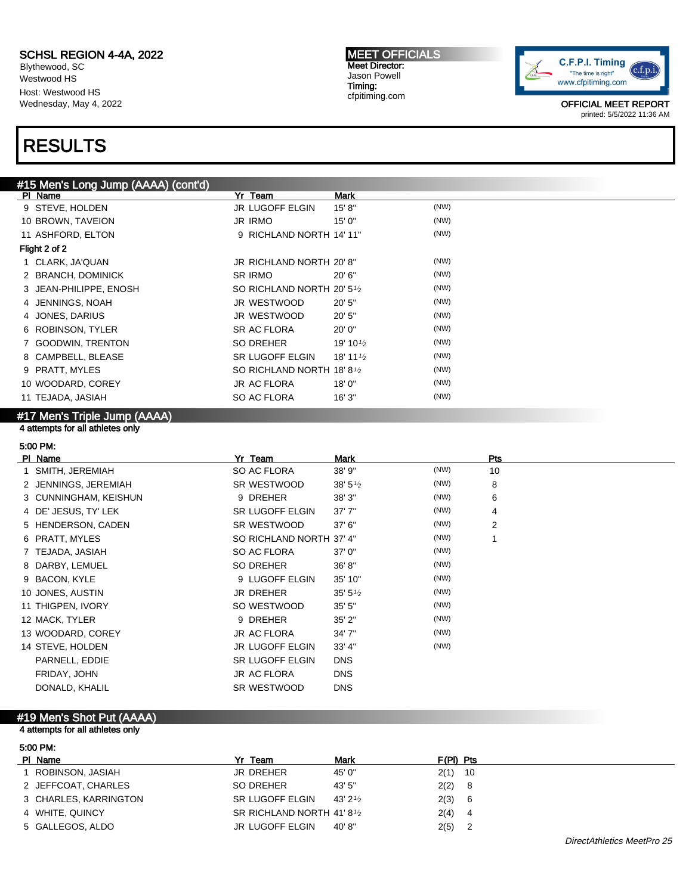SCHSL REGION 4-4A, 2022
Blythewood, SC
Westwood HS
Host: Westwood HS
Wednesday, May 4, 2022

MEET OFFICIALS
Meet Director:
Jason Powell
Timing:
cfpitiming.com

OFFICIAL MEET REPORT
printed: 5/5/2022 11:36 AM

# RESULTS

## #15 Men's Long Jump (AAAA) (cont'd)

| Pl | Name | Yr | Team | Mark | |
|---|---|---|---|---|---|
| 9 | STEVE, HOLDEN | JR | LUGOFF ELGIN | 15' 8" | (NW) |
| 10 | BROWN, TAVEION | JR | IRMO | 15' 0" | (NW) |
| 11 | ASHFORD, ELTON | 9 | RICHLAND NORTH | 14' 11" | (NW) |

**Flight 2 of 2**

| Pl | Name | Yr | Team | Mark | |
|---|---|---|---|---|---|
| 1 | CLARK, JA'QUAN | JR | RICHLAND NORTH | 20' 8" | (NW) |
| 2 | BRANCH, DOMINICK | SR | IRMO | 20' 6" | (NW) |
| 3 | JEAN-PHILIPPE, ENOSH | SO | RICHLAND NORTH | 20' 5½ | (NW) |
| 4 | JENNINGS, NOAH | JR | WESTWOOD | 20' 5" | (NW) |
| 4 | JONES, DARIUS | JR | WESTWOOD | 20' 5" | (NW) |
| 6 | ROBINSON, TYLER | SR | AC FLORA | 20' 0" | (NW) |
| 7 | GOODWIN, TRENTON | SO | DREHER | 19' 10½ | (NW) |
| 8 | CAMPBELL, BLEASE | SR | LUGOFF ELGIN | 18' 11½ | (NW) |
| 9 | PRATT, MYLES | SO | RICHLAND NORTH | 18' 8½ | (NW) |
| 10 | WOODARD, COREY | JR | AC FLORA | 18' 0" | (NW) |
| 11 | TEJADA, JASIAH | SO | AC FLORA | 16' 3" | (NW) |

## #17 Men's Triple Jump (AAAA)

4 attempts for all athletes only

5:00 PM:

| Pl | Name | Yr | Team | Mark | | Pts |
|---|---|---|---|---|---|---|
| 1 | SMITH, JEREMIAH | SO | AC FLORA | 38' 9" | (NW) | 10 |
| 2 | JENNINGS, JEREMIAH | SR | WESTWOOD | 38' 5½ | (NW) | 8 |
| 3 | CUNNINGHAM, KEISHUN | 9 | DREHER | 38' 3" | (NW) | 6 |
| 4 | DE' JESUS, TY' LEK | SR | LUGOFF ELGIN | 37' 7" | (NW) | 4 |
| 5 | HENDERSON, CADEN | SR | WESTWOOD | 37' 6" | (NW) | 2 |
| 6 | PRATT, MYLES | SO | RICHLAND NORTH | 37' 4" | (NW) | 1 |
| 7 | TEJADA, JASIAH | SO | AC FLORA | 37' 0" | (NW) | |
| 8 | DARBY, LEMUEL | SO | DREHER | 36' 8" | (NW) | |
| 9 | BACON, KYLE | 9 | LUGOFF ELGIN | 35' 10" | (NW) | |
| 10 | JONES, AUSTIN | JR | DREHER | 35' 5½ | (NW) | |
| 11 | THIGPEN, IVORY | SO | WESTWOOD | 35' 5" | (NW) | |
| 12 | MACK, TYLER | 9 | DREHER | 35' 2" | (NW) | |
| 13 | WOODARD, COREY | JR | AC FLORA | 34' 7" | (NW) | |
| 14 | STEVE, HOLDEN | JR | LUGOFF ELGIN | 33' 4" | (NW) | |
| | PARNELL, EDDIE | SR | LUGOFF ELGIN | DNS | | |
| | FRIDAY, JOHN | JR | AC FLORA | DNS | | |
| | DONALD, KHALIL | SR | WESTWOOD | DNS | | |

## #19 Men's Shot Put (AAAA)

4 attempts for all athletes only

5:00 PM:

| Pl | Name | Yr | Team | Mark | F(Pl) | Pts |
|---|---|---|---|---|---|---|
| 1 | ROBINSON, JASIAH | JR | DREHER | 45' 0" | 2(1) | 10 |
| 2 | JEFFCOAT, CHARLES | SO | DREHER | 43' 5" | 2(2) | 8 |
| 3 | CHARLES, KARRINGTON | SR | LUGOFF ELGIN | 43' 2½ | 2(3) | 6 |
| 4 | WHITE, QUINCY | SR | RICHLAND NORTH | 41' 8½ | 2(4) | 4 |
| 5 | GALLEGOS, ALDO | JR | LUGOFF ELGIN | 40' 8" | 2(5) | 2 |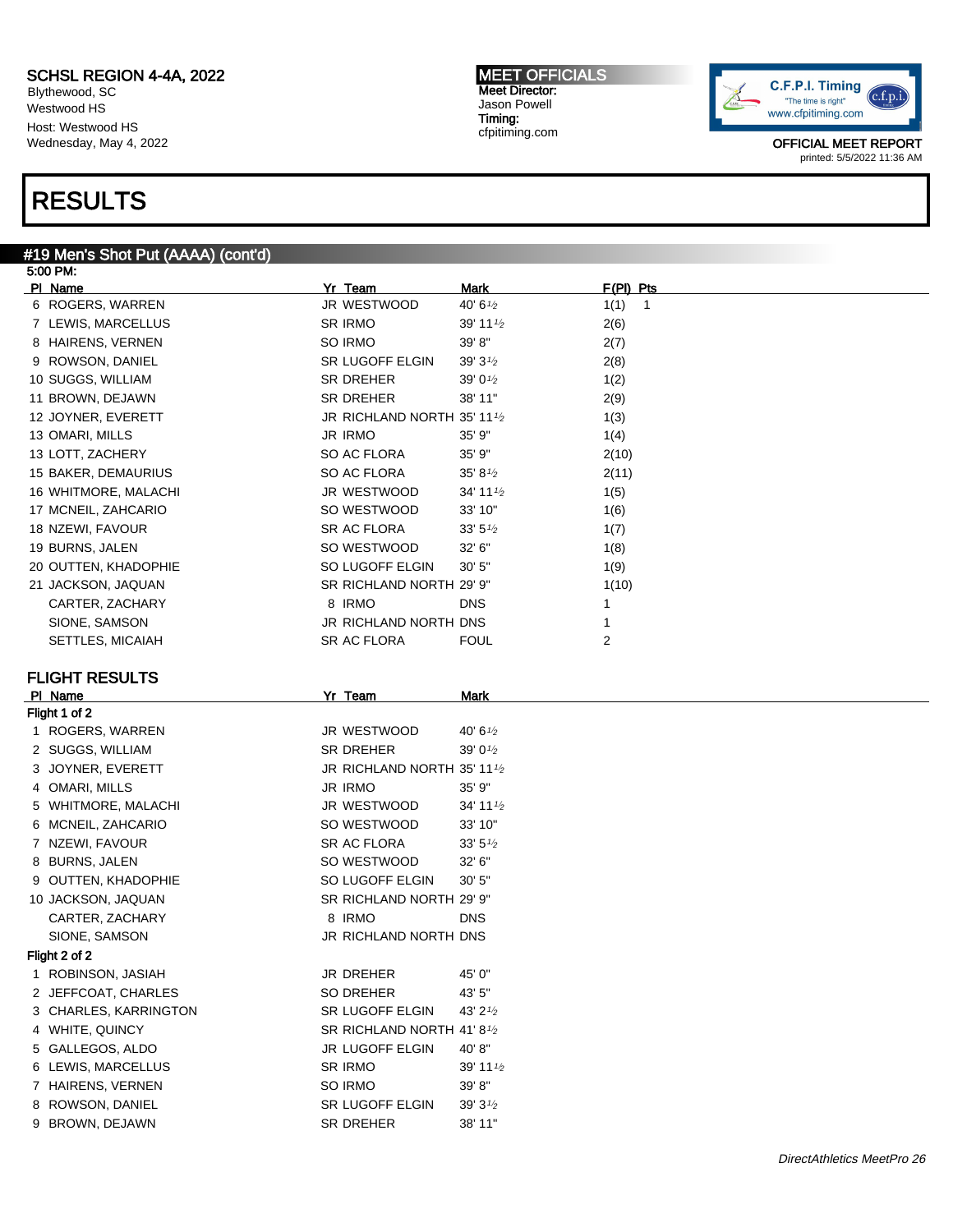# RESULTS

## #19 Men's Shot Put (AAAA) (cont'd)

5:00 PM:

| Pl | Name | Yr | Team | Mark | F(Pl) | Pts |
|---|---|---|---|---|---|---|
| 6 | ROGERS, WARREN | JR | WESTWOOD | 40' 6½ | 1(1) | 1 |
| 7 | LEWIS, MARCELLUS | SR | IRMO | 39' 11½ | 2(6) | |
| 8 | HAIRENS, VERNEN | SO | IRMO | 39' 8" | 2(7) | |
| 9 | ROWSON, DANIEL | SR | LUGOFF ELGIN | 39' 3½ | 2(8) | |
| 10 | SUGGS, WILLIAM | SR | DREHER | 39' 0½ | 1(2) | |
| 11 | BROWN, DEJAWN | SR | DREHER | 38' 11" | 2(9) | |
| 12 | JOYNER, EVERETT | JR | RICHLAND NORTH | 35' 11½ | 1(3) | |
| 13 | OMARI, MILLS | JR | IRMO | 35' 9" | 1(4) | |
| 13 | LOTT, ZACHERY | SO | AC FLORA | 35' 9" | 2(10) | |
| 15 | BAKER, DEMAURIUS | SO | AC FLORA | 35' 8½ | 2(11) | |
| 16 | WHITMORE, MALACHI | JR | WESTWOOD | 34' 11½ | 1(5) | |
| 17 | MCNEIL, ZAHCARIO | SO | WESTWOOD | 33' 10" | 1(6) | |
| 18 | NZEWI, FAVOUR | SR | AC FLORA | 33' 5½ | 1(7) | |
| 19 | BURNS, JALEN | SO | WESTWOOD | 32' 6" | 1(8) | |
| 20 | OUTTEN, KHADOPHIE | SO | LUGOFF ELGIN | 30' 5" | 1(9) | |
| 21 | JACKSON, JAQUAN | SR | RICHLAND NORTH | 29' 9" | 1(10) | |
| | CARTER, ZACHARY | 8 | IRMO | DNS | 1 | |
| | SIONE, SAMSON | JR | RICHLAND NORTH | DNS | 1 | |
| | SETTLES, MICAIAH | SR | AC FLORA | FOUL | 2 | |

### FLIGHT RESULTS

| Pl | Name | Yr | Team | Mark |
|---|---|---|---|---|
| **Flight 1 of 2** | | | | |
| 1 | ROGERS, WARREN | JR | WESTWOOD | 40' 6½ |
| 2 | SUGGS, WILLIAM | SR | DREHER | 39' 0½ |
| 3 | JOYNER, EVERETT | JR | RICHLAND NORTH | 35' 11½ |
| 4 | OMARI, MILLS | JR | IRMO | 35' 9" |
| 5 | WHITMORE, MALACHI | JR | WESTWOOD | 34' 11½ |
| 6 | MCNEIL, ZAHCARIO | SO | WESTWOOD | 33' 10" |
| 7 | NZEWI, FAVOUR | SR | AC FLORA | 33' 5½ |
| 8 | BURNS, JALEN | SO | WESTWOOD | 32' 6" |
| 9 | OUTTEN, KHADOPHIE | SO | LUGOFF ELGIN | 30' 5" |
| 10 | JACKSON, JAQUAN | SR | RICHLAND NORTH | 29' 9" |
| | CARTER, ZACHARY | 8 | IRMO | DNS |
| | SIONE, SAMSON | JR | RICHLAND NORTH | DNS |
| **Flight 2 of 2** | | | | |
| 1 | ROBINSON, JASIAH | JR | DREHER | 45' 0" |
| 2 | JEFFCOAT, CHARLES | SO | DREHER | 43' 5" |
| 3 | CHARLES, KARRINGTON | SR | LUGOFF ELGIN | 43' 2½ |
| 4 | WHITE, QUINCY | SR | RICHLAND NORTH | 41' 8½ |
| 5 | GALLEGOS, ALDO | JR | LUGOFF ELGIN | 40' 8" |
| 6 | LEWIS, MARCELLUS | SR | IRMO | 39' 11½ |
| 7 | HAIRENS, VERNEN | SO | IRMO | 39' 8" |
| 8 | ROWSON, DANIEL | SR | LUGOFF ELGIN | 39' 3½ |
| 9 | BROWN, DEJAWN | SR | DREHER | 38' 11" |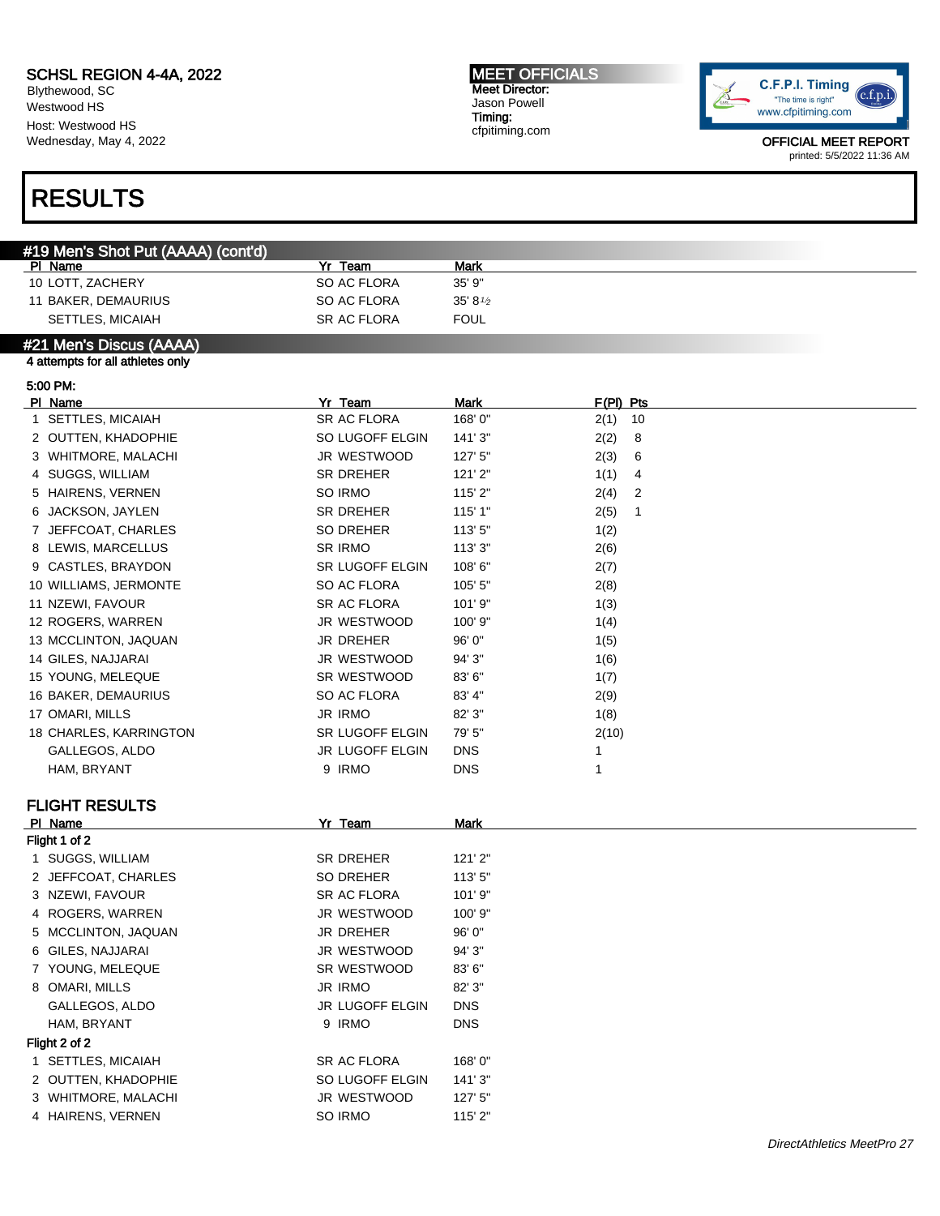SCHSL REGION 4-4A, 2022
Blythewood, SC
Westwood HS
Host: Westwood HS
Wednesday, May 4, 2022

**MEET OFFICIALS**
Meet Director:
Jason Powell
Timing:
cfpitiming.com

OFFICIAL MEET REPORT
printed: 5/5/2022 11:36 AM

# RESULTS

## #19 Men's Shot Put (AAAA) (cont'd)

| Pl | Name | Yr | Team | Mark |
|---|---|---|---|---|
| 10 | LOTT, ZACHERY | SO | AC FLORA | 35' 9" |
| 11 | BAKER, DEMAURIUS | SO | AC FLORA | 35' 8½ |
| | SETTLES, MICAIAH | SR | AC FLORA | FOUL |

## #21 Men's Discus (AAAA)

4 attempts for all athletes only

5:00 PM:

| Pl | Name | Yr | Team | Mark | F(Pl) | Pts |
|---|---|---|---|---|---|---|
| 1 | SETTLES, MICAIAH | SR | AC FLORA | 168' 0" | 2(1) | 10 |
| 2 | OUTTEN, KHADOPHIE | SO | LUGOFF ELGIN | 141' 3" | 2(2) | 8 |
| 3 | WHITMORE, MALACHI | JR | WESTWOOD | 127' 5" | 2(3) | 6 |
| 4 | SUGGS, WILLIAM | SR | DREHER | 121' 2" | 1(1) | 4 |
| 5 | HAIRENS, VERNEN | SO | IRMO | 115' 2" | 2(4) | 2 |
| 6 | JACKSON, JAYLEN | SR | DREHER | 115' 1" | 2(5) | 1 |
| 7 | JEFFCOAT, CHARLES | SO | DREHER | 113' 5" | 1(2) | |
| 8 | LEWIS, MARCELLUS | SR | IRMO | 113' 3" | 2(6) | |
| 9 | CASTLES, BRAYDON | SR | LUGOFF ELGIN | 108' 6" | 2(7) | |
| 10 | WILLIAMS, JERMONTE | SO | AC FLORA | 105' 5" | 2(8) | |
| 11 | NZEWI, FAVOUR | SR | AC FLORA | 101' 9" | 1(3) | |
| 12 | ROGERS, WARREN | JR | WESTWOOD | 100' 9" | 1(4) | |
| 13 | MCCLINTON, JAQUAN | JR | DREHER | 96' 0" | 1(5) | |
| 14 | GILES, NAJJARAI | JR | WESTWOOD | 94' 3" | 1(6) | |
| 15 | YOUNG, MELEQUE | SR | WESTWOOD | 83' 6" | 1(7) | |
| 16 | BAKER, DEMAURIUS | SO | AC FLORA | 83' 4" | 2(9) | |
| 17 | OMARI, MILLS | JR | IRMO | 82' 3" | 1(8) | |
| 18 | CHARLES, KARRINGTON | SR | LUGOFF ELGIN | 79' 5" | 2(10) | |
| | GALLEGOS, ALDO | JR | LUGOFF ELGIN | DNS | 1 | |
| | HAM, BRYANT | 9 | IRMO | DNS | 1 | |

### FLIGHT RESULTS

| Pl | Name | Yr | Team | Mark |
|---|---|---|---|---|
| **Flight 1 of 2** | | | | |
| 1 | SUGGS, WILLIAM | SR | DREHER | 121' 2" |
| 2 | JEFFCOAT, CHARLES | SO | DREHER | 113' 5" |
| 3 | NZEWI, FAVOUR | SR | AC FLORA | 101' 9" |
| 4 | ROGERS, WARREN | JR | WESTWOOD | 100' 9" |
| 5 | MCCLINTON, JAQUAN | JR | DREHER | 96' 0" |
| 6 | GILES, NAJJARAI | JR | WESTWOOD | 94' 3" |
| 7 | YOUNG, MELEQUE | SR | WESTWOOD | 83' 6" |
| 8 | OMARI, MILLS | JR | IRMO | 82' 3" |
| | GALLEGOS, ALDO | JR | LUGOFF ELGIN | DNS |
| | HAM, BRYANT | 9 | IRMO | DNS |
| **Flight 2 of 2** | | | | |
| 1 | SETTLES, MICAIAH | SR | AC FLORA | 168' 0" |
| 2 | OUTTEN, KHADOPHIE | SO | LUGOFF ELGIN | 141' 3" |
| 3 | WHITMORE, MALACHI | JR | WESTWOOD | 127' 5" |
| 4 | HAIRENS, VERNEN | SO | IRMO | 115' 2" |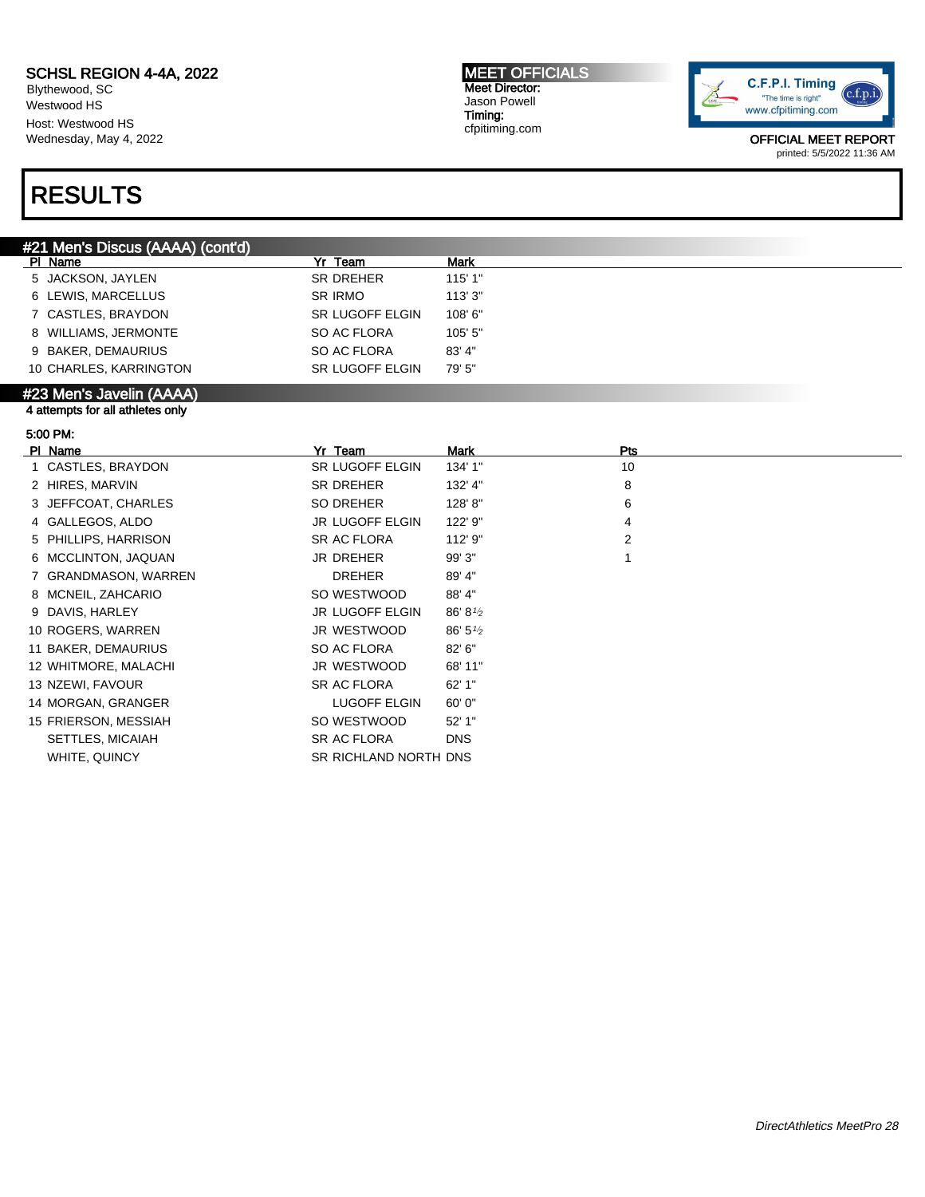SCHSL REGION 4-4A, 2022
Blythewood, SC
Westwood HS
Host: Westwood HS
Wednesday, May 4, 2022

MEET OFFICIALS
Meet Director:
Jason Powell
Timing:
cfpitiming.com

C.F.P.I. Timing
"The time is right"
www.cfpitiming.com

OFFICIAL MEET REPORT
printed: 5/5/2022 11:36 AM

# RESULTS

## #21 Men's Discus (AAAA) (cont'd)

| Pl | Name | Yr | Team | Mark |
|---|---|---|---|---|
| 5 | JACKSON, JAYLEN | SR | DREHER | 115' 1" |
| 6 | LEWIS, MARCELLUS | SR | IRMO | 113' 3" |
| 7 | CASTLES, BRAYDON | SR | LUGOFF ELGIN | 108' 6" |
| 8 | WILLIAMS, JERMONTE | SO | AC FLORA | 105' 5" |
| 9 | BAKER, DEMAURIUS | SO | AC FLORA | 83' 4" |
| 10 | CHARLES, KARRINGTON | SR | LUGOFF ELGIN | 79' 5" |

## #23 Men's Javelin (AAAA)

4 attempts for all athletes only

5:00 PM:

| Pl | Name | Yr | Team | Mark | Pts |
|---|---|---|---|---|---|
| 1 | CASTLES, BRAYDON | SR | LUGOFF ELGIN | 134' 1" | 10 |
| 2 | HIRES, MARVIN | SR | DREHER | 132' 4" | 8 |
| 3 | JEFFCOAT, CHARLES | SO | DREHER | 128' 8" | 6 |
| 4 | GALLEGOS, ALDO | JR | LUGOFF ELGIN | 122' 9" | 4 |
| 5 | PHILLIPS, HARRISON | SR | AC FLORA | 112' 9" | 2 |
| 6 | MCCLINTON, JAQUAN | JR | DREHER | 99' 3" | 1 |
| 7 | GRANDMASON, WARREN | | DREHER | 89' 4" | |
| 8 | MCNEIL, ZAHCARIO | SO | WESTWOOD | 88' 4" | |
| 9 | DAVIS, HARLEY | JR | LUGOFF ELGIN | 86' 8½ | |
| 10 | ROGERS, WARREN | JR | WESTWOOD | 86' 5½ | |
| 11 | BAKER, DEMAURIUS | SO | AC FLORA | 82' 6" | |
| 12 | WHITMORE, MALACHI | JR | WESTWOOD | 68' 11" | |
| 13 | NZEWI, FAVOUR | SR | AC FLORA | 62' 1" | |
| 14 | MORGAN, GRANGER | | LUGOFF ELGIN | 60' 0" | |
| 15 | FRIERSON, MESSIAH | SO | WESTWOOD | 52' 1" | |
| | SETTLES, MICAIAH | SR | AC FLORA | DNS | |
| | WHITE, QUINCY | SR | RICHLAND NORTH | DNS | |

DirectAthletics MeetPro 28